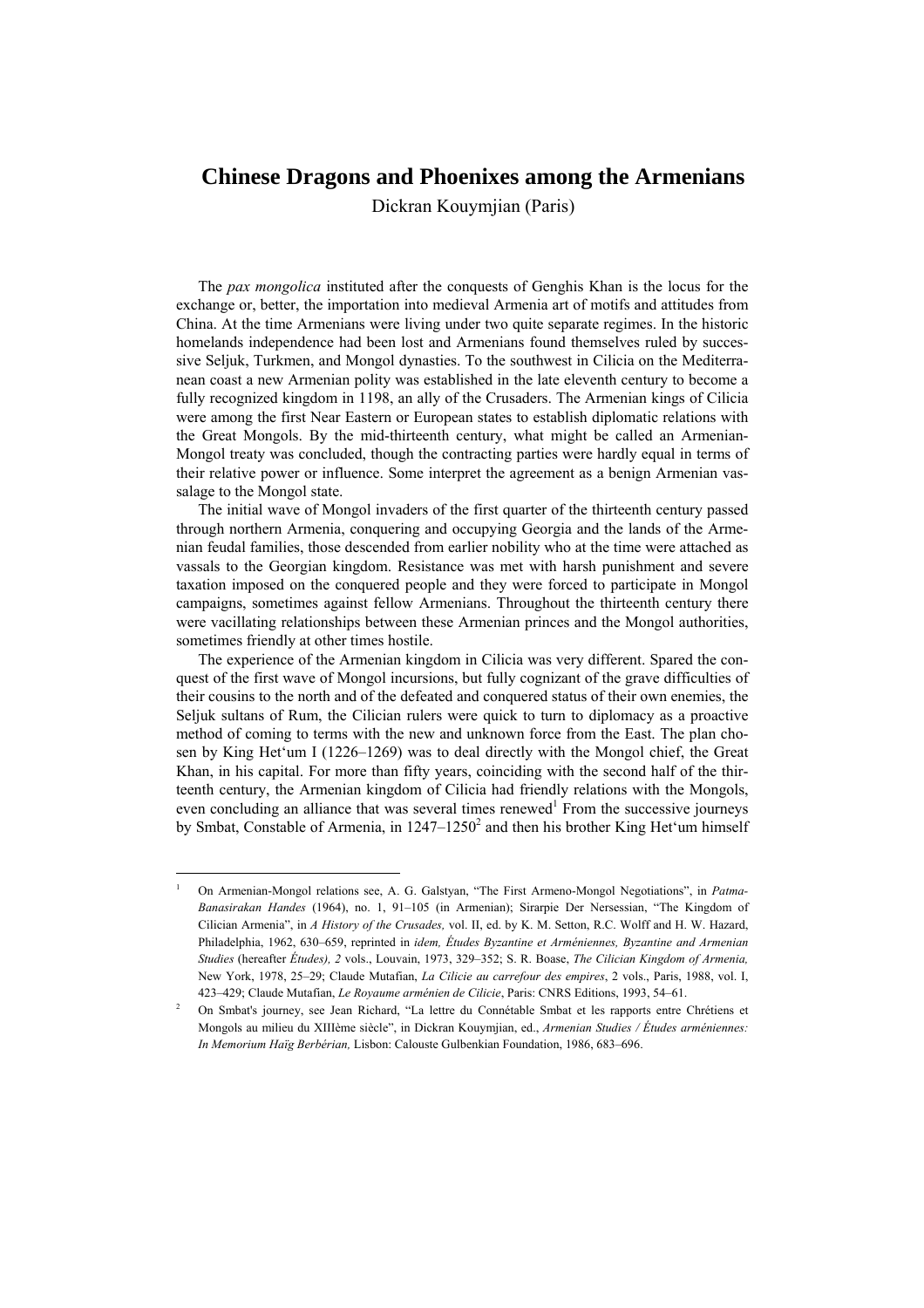# Chinese Dragons and Phoenixes among the Armenians

Dickran Kouymjian (Paris)

The *pax mongolica* instituted after the conquests of Genghis Khan is the locus for the exchange or, better, the importation into medieval Armenia art of motifs and attitudes from China. At the time Armenians were living under two quite separate regimes. In the historic homelands independence had been lost and Armenians found themselves ruled by successive Seljuk, Turkmen, and Mongol dynasties. To the southwest in Cilicia on the Mediterranean coast a new Armenian polity was established in the late eleventh century to become a fully recognized kingdom in 1198, an ally of the Crusaders. The Armenian kings of Cilicia were among the first Near Eastern or European states to establish diplomatic relations with the Great Mongols. By the mid-thirteenth century, what might be called an Armenian-Mongol treaty was concluded, though the contracting parties were hardly equal in terms of their relative power or influence. Some interpret the agreement as a benign Armenian vassalage to the Mongol state.

The initial wave of Mongol invaders of the first quarter of the thirteenth century passed through northern Armenia, conquering and occupying Georgia and the lands of the Armenian feudal families, those descended from earlier nobility who at the time were attached as vassals to the Georgian kingdom. Resistance was met with harsh punishment and severe taxation imposed on the conquered people and they were forced to participate in Mongol campaigns, sometimes against fellow Armenians. Throughout the thirteenth century there were vacillating relationships between these Armenian princes and the Mongol authorities, sometimes friendly at other times hostile.

The experience of the Armenian kingdom in Cilicia was very different. Spared the conquest of the first wave of Mongol incursions, but fully cognizant of the grave difficulties of their cousins to the north and of the defeated and conquered status of their own enemies, the Seljuk sultans of Rum, the Cilician rulers were quick to turn to diplomacy as a proactive method of coming to terms with the new and unknown force from the East. The plan chosen by King Het'um I (1226–1269) was to deal directly with the Mongol chief, the Great Khan, in his capital. For more than fifty years, coinciding with the second half of the thirteenth century, the Armenian kingdom of Cilicia had friendly relations with the Mongols, even concluding an alliance that was several times renewed[1] From the successive journeys by Smbat, Constable of Armenia, in 1247–1250[2] and then his brother King Het'um himself

---

[1] On Armenian-Mongol relations see, A. G. Galstyan, "The First Armeno-Mongol Negotiations", in *Patma-Banasirakan Handes* (1964), no. 1, 91–105 (in Armenian); Sirarpie Der Nersessian, "The Kingdom of Cilician Armenia", in *A History of the Crusades,* vol. II, ed. by K. M. Setton, R.C. Wolff and H. W. Hazard, Philadelphia, 1962, 630–659, reprinted in *idem, Études Byzantine et Arméniennes, Byzantine and Armenian Studies* (hereafter *Études), 2* vols., Louvain, 1973, 329–352; S. R. Boase, *The Cilician Kingdom of Armenia,* New York, 1978, 25–29; Claude Mutafian, *La Cilicie au carrefour des empires*, 2 vols., Paris, 1988, vol. I, 423–429; Claude Mutafian, *Le Royaume arménien de Cilicie*, Paris: CNRS Editions, 1993, 54–61.

[2] On Smbat's journey, see Jean Richard, "La lettre du Connétable Smbat et les rapports entre Chrétiens et Mongols au milieu du XIIIème siècle", in Dickran Kouymjian, ed., *Armenian Studies / Études arméniennes: In Memorium Haïg Berbérian,* Lisbon: Calouste Gulbenkian Foundation, 1986, 683–696.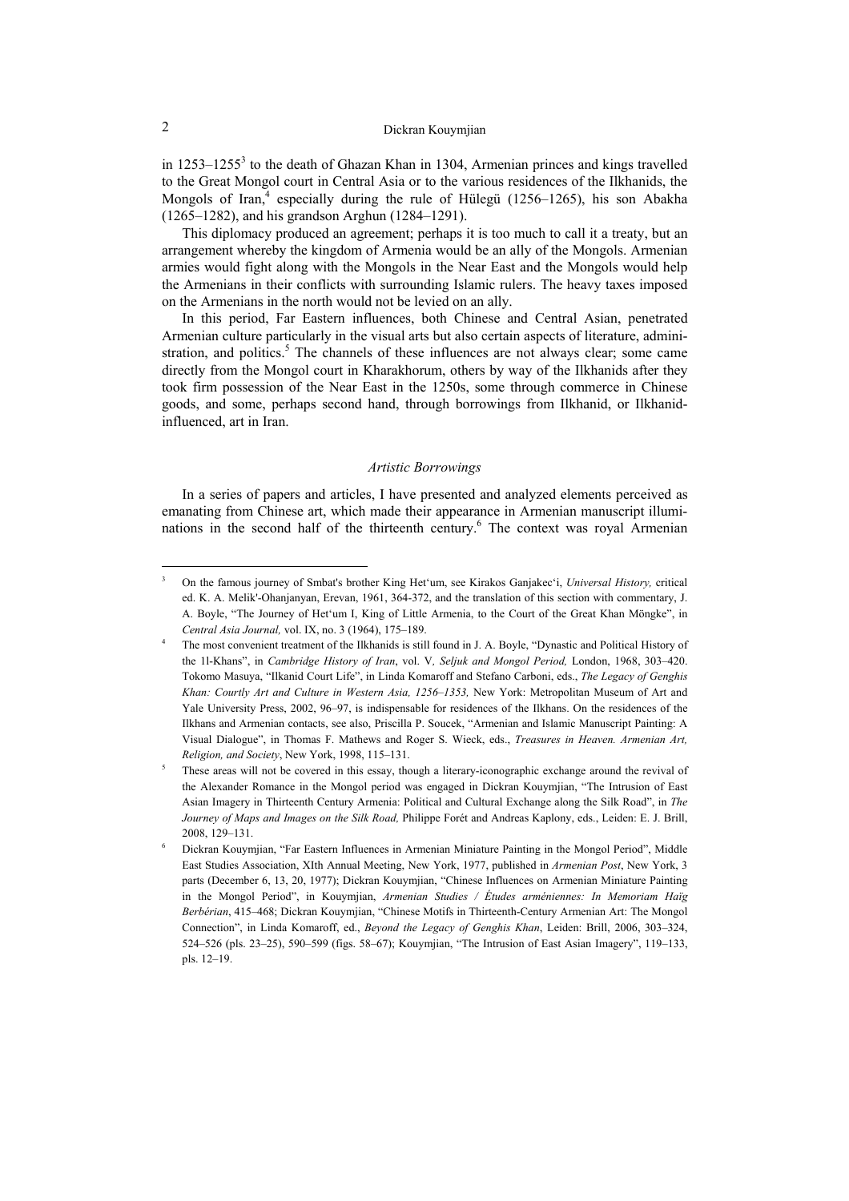in 1253–1255[3] to the death of Ghazan Khan in 1304, Armenian princes and kings travelled to the Great Mongol court in Central Asia or to the various residences of the Ilkhanids, the Mongols of Iran,[4] especially during the rule of Hülegü (1256–1265), his son Abakha (1265–1282), and his grandson Arghun (1284–1291).

This diplomacy produced an agreement; perhaps it is too much to call it a treaty, but an arrangement whereby the kingdom of Armenia would be an ally of the Mongols. Armenian armies would fight along with the Mongols in the Near East and the Mongols would help the Armenians in their conflicts with surrounding Islamic rulers. The heavy taxes imposed on the Armenians in the north would not be levied on an ally.

In this period, Far Eastern influences, both Chinese and Central Asian, penetrated Armenian culture particularly in the visual arts but also certain aspects of literature, administration, and politics.[5] The channels of these influences are not always clear; some came directly from the Mongol court in Kharakhorum, others by way of the Ilkhanids after they took firm possession of the Near East in the 1250s, some through commerce in Chinese goods, and some, perhaps second hand, through borrowings from Ilkhanid, or Ilkhanid-influenced, art in Iran.

### *Artistic Borrowings*

In a series of papers and articles, I have presented and analyzed elements perceived as emanating from Chinese art, which made their appearance in Armenian manuscript illuminations in the second half of the thirteenth century.[6] The context was royal Armenian

---

[3] On the famous journey of Smbat's brother King Het'um, see Kirakos Ganjakec'i, *Universal History,* critical ed. K. A. Melik'-Ohanjanyan, Erevan, 1961, 364-372, and the translation of this section with commentary, J. A. Boyle, "The Journey of Het'um I, King of Little Armenia, to the Court of the Great Khan Möngke", in *Central Asia Journal,* vol. IX, no. 3 (1964), 175–189.

[4] The most convenient treatment of the Ilkhanids is still found in J. A. Boyle, "Dynastic and Political History of the 1l-Khans", in *Cambridge History of Iran*, vol. V*, Seljuk and Mongol Period,* London, 1968, 303–420. Tokomo Masuya, "Ilkanid Court Life", in Linda Komaroff and Stefano Carboni, eds., *The Legacy of Genghis Khan: Courtly Art and Culture in Western Asia, 1256–1353,* New York: Metropolitan Museum of Art and Yale University Press, 2002, 96–97, is indispensable for residences of the Ilkhans. On the residences of the Ilkhans and Armenian contacts, see also, Priscilla P. Soucek, "Armenian and Islamic Manuscript Painting: A Visual Dialogue", in Thomas F. Mathews and Roger S. Wieck, eds., *Treasures in Heaven. Armenian Art, Religion, and Society*, New York, 1998, 115–131.

[5] These areas will not be covered in this essay, though a literary-iconographic exchange around the revival of the Alexander Romance in the Mongol period was engaged in Dickran Kouymjian, "The Intrusion of East Asian Imagery in Thirteenth Century Armenia: Political and Cultural Exchange along the Silk Road", in *The Journey of Maps and Images on the Silk Road,* Philippe Forét and Andreas Kaplony, eds., Leiden: E. J. Brill, 2008, 129–131.

[6] Dickran Kouymjian, "Far Eastern Influences in Armenian Miniature Painting in the Mongol Period", Middle East Studies Association, XIth Annual Meeting, New York, 1977, published in *Armenian Post*, New York, 3 parts (December 6, 13, 20, 1977); Dickran Kouymjian, "Chinese Influences on Armenian Miniature Painting in the Mongol Period", in Kouymjian, *Armenian Studies / Études arméniennes: In Memoriam Haïg Berbérian*, 415–468; Dickran Kouymjian, "Chinese Motifs in Thirteenth-Century Armenian Art: The Mongol Connection", in Linda Komaroff, ed., *Beyond the Legacy of Genghis Khan*, Leiden: Brill, 2006, 303–324, 524–526 (pls. 23–25), 590–599 (figs. 58–67); Kouymjian, "The Intrusion of East Asian Imagery", 119–133, pls. 12–19.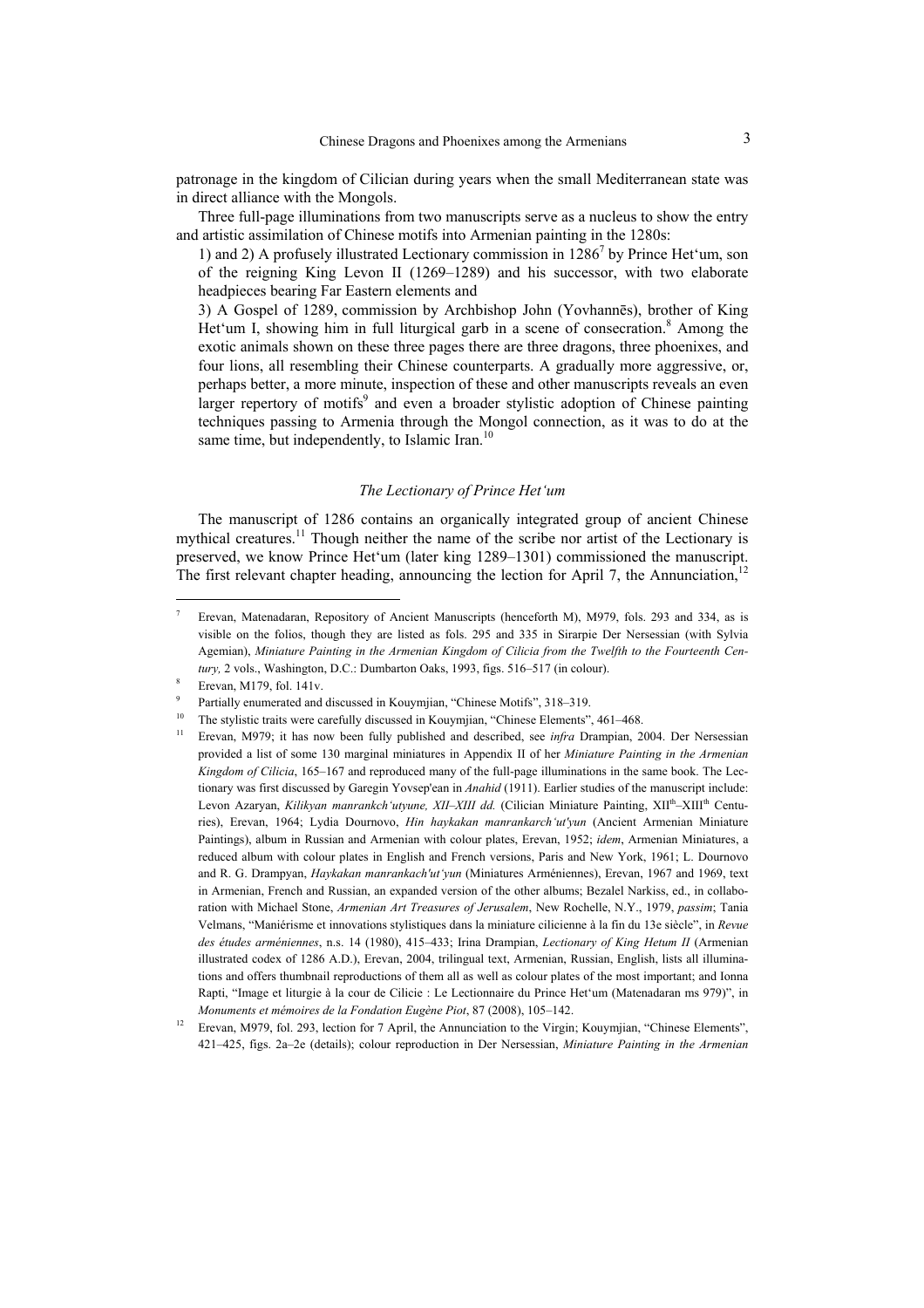patronage in the kingdom of Cilician during years when the small Mediterranean state was in direct alliance with the Mongols.

Three full-page illuminations from two manuscripts serve as a nucleus to show the entry and artistic assimilation of Chinese motifs into Armenian painting in the 1280s:

1) and 2) A profusely illustrated Lectionary commission in 1286[7] by Prince Het'um, son of the reigning King Levon II (1269–1289) and his successor, with two elaborate headpieces bearing Far Eastern elements and

3) A Gospel of 1289, commission by Archbishop John (Yovhannēs), brother of King Het'um I, showing him in full liturgical garb in a scene of consecration.[8] Among the exotic animals shown on these three pages there are three dragons, three phoenixes, and four lions, all resembling their Chinese counterparts. A gradually more aggressive, or, perhaps better, a more minute, inspection of these and other manuscripts reveals an even larger repertory of motifs[9] and even a broader stylistic adoption of Chinese painting techniques passing to Armenia through the Mongol connection, as it was to do at the same time, but independently, to Islamic Iran.[10]

### *The Lectionary of Prince Het'um*

The manuscript of 1286 contains an organically integrated group of ancient Chinese mythical creatures.[11] Though neither the name of the scribe nor artist of the Lectionary is preserved, we know Prince Het'um (later king 1289–1301) commissioned the manuscript. The first relevant chapter heading, announcing the lection for April 7, the Annunciation,[12]

---

[7] Erevan, Matenadaran, Repository of Ancient Manuscripts (henceforth M), M979, fols. 293 and 334, as is visible on the folios, though they are listed as fols. 295 and 335 in Sirarpie Der Nersessian (with Sylvia Agemian), *Miniature Painting in the Armenian Kingdom of Cilicia from the Twelfth to the Fourteenth Century,* 2 vols., Washington, D.C.: Dumbarton Oaks, 1993, figs. 516–517 (in colour).

[8] Erevan, M179, fol. 141v.

[9] Partially enumerated and discussed in Kouymjian, "Chinese Motifs", 318–319.

[10] The stylistic traits were carefully discussed in Kouymjian, "Chinese Elements", 461–468.

[11] Erevan, M979; it has now been fully published and described, see *infra* Drampian, 2004. Der Nersessian provided a list of some 130 marginal miniatures in Appendix II of her *Miniature Painting in the Armenian Kingdom of Cilicia*, 165–167 and reproduced many of the full-page illuminations in the same book. The Lectionary was first discussed by Garegin Yovsep'ean in *Anahid* (1911). Earlier studies of the manuscript include: Levon Azaryan, *Kilikyan manrankch'utyune, XII–XIII dd.* (Cilician Miniature Painting, XII[th]–XIII[th] Centuries), Erevan, 1964; Lydia Dournovo, *Hin haykakan manrankarch'ut'yun* (Ancient Armenian Miniature Paintings), album in Russian and Armenian with colour plates, Erevan, 1952; *idem*, Armenian Miniatures, a reduced album with colour plates in English and French versions, Paris and New York, 1961; L. Dournovo and R. G. Drampyan, *Haykakan manrankach'ut'yun* (Miniatures Arméniennes), Erevan, 1967 and 1969, text in Armenian, French and Russian, an expanded version of the other albums; Bezalel Narkiss, ed., in collaboration with Michael Stone, *Armenian Art Treasures of Jerusalem*, New Rochelle, N.Y., 1979, *passim*; Tania Velmans, "Maniérisme et innovations stylistiques dans la miniature cilicienne à la fin du 13e siècle", in *Revue des études arméniennes*, n.s. 14 (1980), 415–433; Irina Drampian, *Lectionary of King Hetum II* (Armenian illustrated codex of 1286 A.D.), Erevan, 2004, trilingual text, Armenian, Russian, English, lists all illuminations and offers thumbnail reproductions of them all as well as colour plates of the most important; and Ionna Rapti, "Image et liturgie à la cour de Cilicie : Le Lectionnaire du Prince Het'um (Matenadaran ms 979)", in *Monuments et mémoires de la Fondation Eugène Piot*, 87 (2008), 105–142.

[12] Erevan, M979, fol. 293, lection for 7 April, the Annunciation to the Virgin; Kouymjian, "Chinese Elements", 421–425, figs. 2a–2e (details); colour reproduction in Der Nersessian, *Miniature Painting in the Armenian*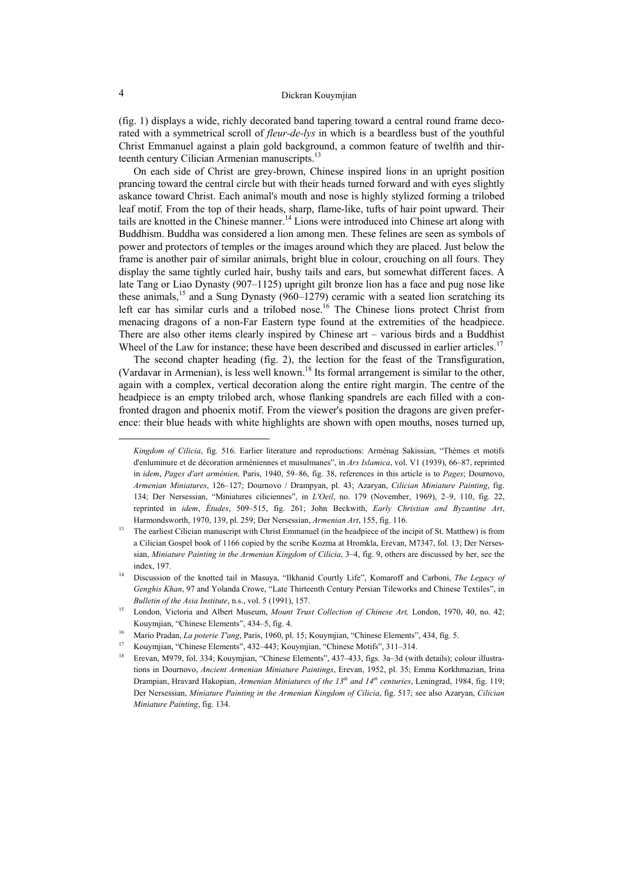(fig. 1) displays a wide, richly decorated band tapering toward a central round frame decorated with a symmetrical scroll of *fleur-de-lys* in which is a beardless bust of the youthful Christ Emmanuel against a plain gold background, a common feature of twelfth and thirteenth century Cilician Armenian manuscripts.[13]

On each side of Christ are grey-brown, Chinese inspired lions in an upright position prancing toward the central circle but with their heads turned forward and with eyes slightly askance toward Christ. Each animal's mouth and nose is highly stylized forming a trilobed leaf motif. From the top of their heads, sharp, flame-like, tufts of hair point upward. Their tails are knotted in the Chinese manner.[14] Lions were introduced into Chinese art along with Buddhism. Buddha was considered a lion among men. These felines are seen as symbols of power and protectors of temples or the images around which they are placed. Just below the frame is another pair of similar animals, bright blue in colour, crouching on all fours. They display the same tightly curled hair, bushy tails and ears, but somewhat different faces. A late Tang or Liao Dynasty (907–1125) upright gilt bronze lion has a face and pug nose like these animals,[15] and a Sung Dynasty (960–1279) ceramic with a seated lion scratching its left ear has similar curls and a trilobed nose.[16] The Chinese lions protect Christ from menacing dragons of a non-Far Eastern type found at the extremities of the headpiece. There are also other items clearly inspired by Chinese art – various birds and a Buddhist Wheel of the Law for instance; these have been described and discussed in earlier articles.[17]

The second chapter heading (fig. 2), the lection for the feast of the Transfiguration, (Vardavar in Armenian), is less well known.[18] Its formal arrangement is similar to the other, again with a complex, vertical decoration along the entire right margin. The centre of the headpiece is an empty trilobed arch, whose flanking spandrels are each filled with a confronted dragon and phoenix motif. From the viewer's position the dragons are given preference: their blue heads with white highlights are shown with open mouths, noses turned up,

---

*Kingdom of Cilicia*, fig. 516. Earlier literature and reproductions: Arménag Sakissian, "Thèmes et motifs d'enluminure et de décoration arméniennes et musulmanes", in *Ars Islamica*, vol. V1 (1939), 66–87, reprinted in *idem*, *Pages d'art arménien,* Paris, 1940, 59–86, fig. 38, references in this article is to *Pages*; Dournovo, *Armenian Miniatures*, 126–127; Dournovo / Drampyan, pl. 43; Azaryan, *Cilician Miniature Painting*, fig. 134; Der Nersessian, "Miniatures ciliciennes", in *L'Oeil*, no. 179 (November, 1969), 2–9, 110, fig. 22, reprinted in *idem*, *Études*, 509–515, fig. 261; John Beckwith, *Early Christian and Byzantine Art*, Harmondsworth, 1970, 139, pl. 259; Der Nersessian, *Armenian Art*, 155, fig. 116.

[13] The earliest Cilician manuscript with Christ Emmanuel (in the headpiece of the incipit of St. Matthew) is from a Cilician Gospel book of 1166 copied by the scribe Kozma at Hromkla, Erevan, M7347, fol. 13; Der Nersessian, *Miniature Painting in the Armenian Kingdom of Cilicia*, 3–4, fig. 9, others are discussed by her, see the index, 197.

[14] Discussion of the knotted tail in Masuya, "Ilkhanid Courtly Life", Komaroff and Carboni, *The Legacy of Genghis Khan*, 97 and Yolanda Crowe, "Late Thirteenth Century Persian Tileworks and Chinese Textiles", in *Bulletin of the Asia Institute*, n.s., vol. 5 (1991), 157.

[15] London, Victoria and Albert Museum, *Mount Trust Collection of Chinese Art,* London, 1970, 40, no. 42; Kouymjian, "Chinese Elements", 434–5, fig. 4.

[16] Mario Pradan, *La poterie T'ang*, Paris, 1960, pl. 15; Kouymjian, "Chinese Elements", 434, fig. 5.

[17] Kouymjian, "Chinese Elements", 432–443; Kouymjian, "Chinese Motifs", 311–314.

[18] Erevan, M979, fol. 334; Kouymjian, "Chinese Elements", 437–433, figs. 3a–3d (with details); colour illustrations in Dournovo, *Ancient Armenian Miniature Paintings*, Erevan, 1952, pl. 35; Emma Korkhmazian, Irina Drampian, Hravard Hakopian, *Armenian Miniatures of the 13th and 14th centuries*, Leningrad, 1984, fig. 119; Der Nersessian, *Miniature Painting in the Armenian Kingdom of Cilicia*, fig. 517; see also Azaryan, *Cilician Miniature Painting*, fig. 134.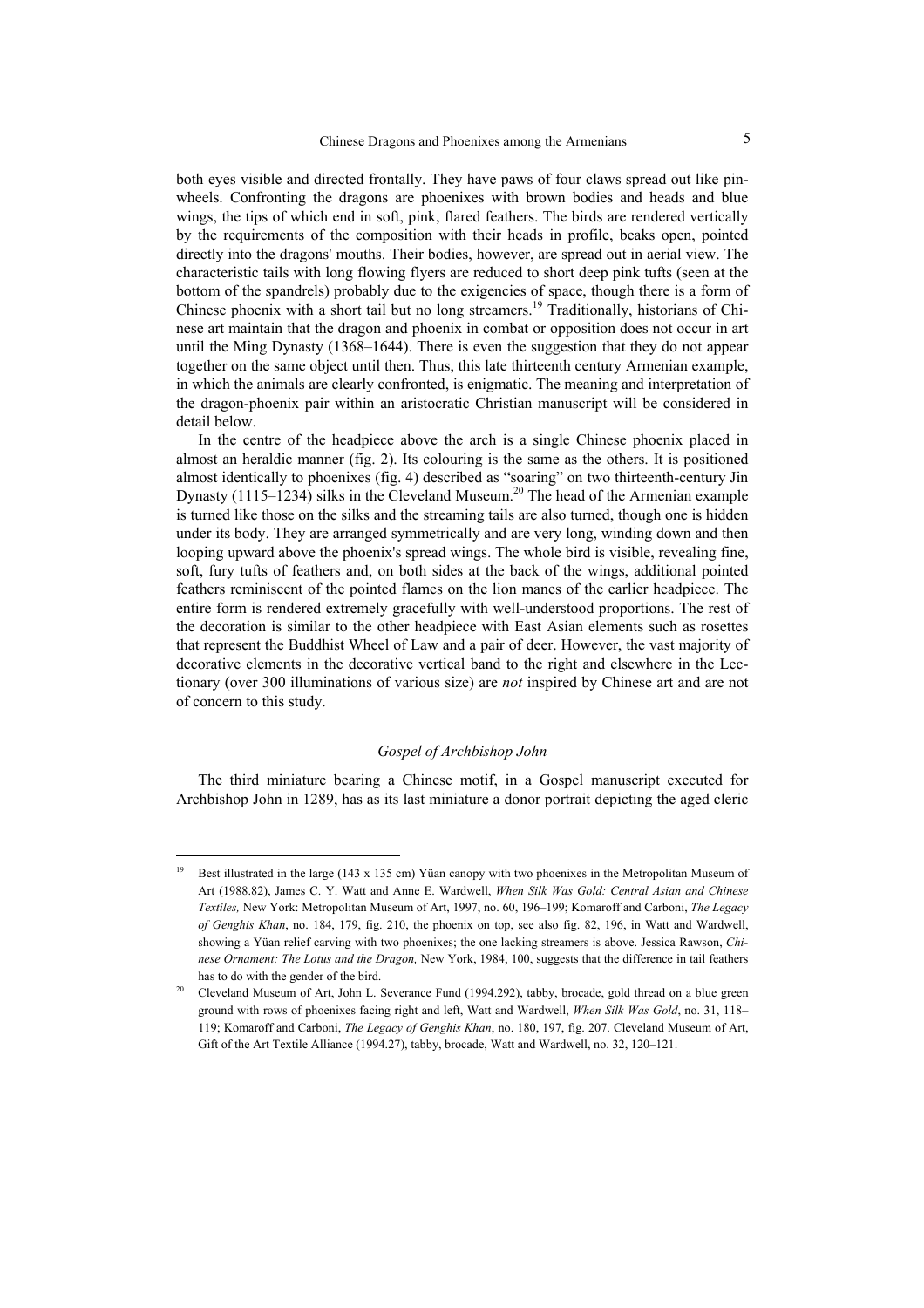both eyes visible and directed frontally. They have paws of four claws spread out like pinwheels. Confronting the dragons are phoenixes with brown bodies and heads and blue wings, the tips of which end in soft, pink, flared feathers. The birds are rendered vertically by the requirements of the composition with their heads in profile, beaks open, pointed directly into the dragons' mouths. Their bodies, however, are spread out in aerial view. The characteristic tails with long flowing flyers are reduced to short deep pink tufts (seen at the bottom of the spandrels) probably due to the exigencies of space, though there is a form of Chinese phoenix with a short tail but no long streamers.[19] Traditionally, historians of Chinese art maintain that the dragon and phoenix in combat or opposition does not occur in art until the Ming Dynasty (1368–1644). There is even the suggestion that they do not appear together on the same object until then. Thus, this late thirteenth century Armenian example, in which the animals are clearly confronted, is enigmatic. The meaning and interpretation of the dragon-phoenix pair within an aristocratic Christian manuscript will be considered in detail below.

In the centre of the headpiece above the arch is a single Chinese phoenix placed in almost an heraldic manner (fig. 2). Its colouring is the same as the others. It is positioned almost identically to phoenixes (fig. 4) described as "soaring" on two thirteenth-century Jin Dynasty (1115–1234) silks in the Cleveland Museum.[20] The head of the Armenian example is turned like those on the silks and the streaming tails are also turned, though one is hidden under its body. They are arranged symmetrically and are very long, winding down and then looping upward above the phoenix's spread wings. The whole bird is visible, revealing fine, soft, fury tufts of feathers and, on both sides at the back of the wings, additional pointed feathers reminiscent of the pointed flames on the lion manes of the earlier headpiece. The entire form is rendered extremely gracefully with well-understood proportions. The rest of the decoration is similar to the other headpiece with East Asian elements such as rosettes that represent the Buddhist Wheel of Law and a pair of deer. However, the vast majority of decorative elements in the decorative vertical band to the right and elsewhere in the Lectionary (over 300 illuminations of various size) are *not* inspired by Chinese art and are not of concern to this study.

### *Gospel of Archbishop John*

The third miniature bearing a Chinese motif, in a Gospel manuscript executed for Archbishop John in 1289, has as its last miniature a donor portrait depicting the aged cleric

---

[19] Best illustrated in the large (143 x 135 cm) Yüan canopy with two phoenixes in the Metropolitan Museum of Art (1988.82), James C. Y. Watt and Anne E. Wardwell, *When Silk Was Gold: Central Asian and Chinese Textiles,* New York: Metropolitan Museum of Art, 1997, no. 60, 196–199; Komaroff and Carboni, *The Legacy of Genghis Khan*, no. 184, 179, fig. 210, the phoenix on top, see also fig. 82, 196, in Watt and Wardwell, showing a Yüan relief carving with two phoenixes; the one lacking streamers is above. Jessica Rawson, *Chinese Ornament: The Lotus and the Dragon,* New York, 1984, 100, suggests that the difference in tail feathers has to do with the gender of the bird.

[20] Cleveland Museum of Art, John L. Severance Fund (1994.292), tabby, brocade, gold thread on a blue green ground with rows of phoenixes facing right and left, Watt and Wardwell, *When Silk Was Gold*, no. 31, 118–119; Komaroff and Carboni, *The Legacy of Genghis Khan*, no. 180, 197, fig. 207. Cleveland Museum of Art, Gift of the Art Textile Alliance (1994.27), tabby, brocade, Watt and Wardwell, no. 32, 120–121.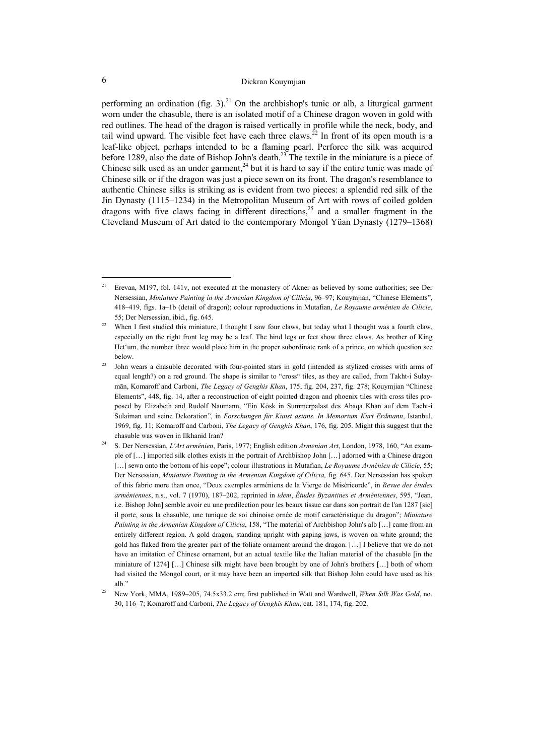performing an ordination (fig. 3).[21] On the archbishop's tunic or alb, a liturgical garment worn under the chasuble, there is an isolated motif of a Chinese dragon woven in gold with red outlines. The head of the dragon is raised vertically in profile while the neck, body, and tail wind upward. The visible feet have each three claws.[22] In front of its open mouth is a leaf-like object, perhaps intended to be a flaming pearl. Perforce the silk was acquired before 1289, also the date of Bishop John's death.[23] The textile in the miniature is a piece of Chinese silk used as an under garment,[24] but it is hard to say if the entire tunic was made of Chinese silk or if the dragon was just a piece sewn on its front. The dragon's resemblance to authentic Chinese silks is striking as is evident from two pieces: a splendid red silk of the Jin Dynasty (1115–1234) in the Metropolitan Museum of Art with rows of coiled golden dragons with five claws facing in different directions,[25] and a smaller fragment in the Cleveland Museum of Art dated to the contemporary Mongol Yüan Dynasty (1279–1368)

---

[21] Erevan, M197, fol. 141v, not executed at the monastery of Akner as believed by some authorities; see Der Nersessian, *Miniature Painting in the Armenian Kingdom of Cilicia*, 96–97; Kouymjian, "Chinese Elements", 418–419, figs. 1a–1b (detail of dragon); colour reproductions in Mutafian, *Le Royaume arménien de Cilicie*, 55; Der Nersessian, ibid., fig. 645.

[22] When I first studied this miniature, I thought I saw four claws, but today what I thought was a fourth claw, especially on the right front leg may be a leaf. The hind legs or feet show three claws. As brother of King Het'um, the number three would place him in the proper subordinate rank of a prince, on which question see below.

[23] John wears a chasuble decorated with four-pointed stars in gold (intended as stylized crosses with arms of equal length?) on a red ground. The shape is similar to "cross" tiles, as they are called, from Takht-i Sulaymān, Komaroff and Carboni, *The Legacy of Genghis Khan*, 175, fig. 204, 237, fig. 278; Kouymjian "Chinese Elements", 448, fig. 14, after a reconstruction of eight pointed dragon and phoenix tiles with cross tiles proposed by Elizabeth and Rudolf Naumann, "Ein Kösk in Summerpalast des Abaqa Khan auf dem Tacht-i Sulaiman und seine Dekoration", in *Forschungen für Kunst asians. In Memorium Kurt Erdmann*, Istanbul, 1969, fig. 11; Komaroff and Carboni, *The Legacy of Genghis Khan*, 176, fig. 205. Might this suggest that the chasuble was woven in Ilkhanid Iran?

[24] S. Der Nersessian, *L'Art arménien*, Paris, 1977; English edition *Armenian Art*, London, 1978, 160, "An example of […] imported silk clothes exists in the portrait of Archbishop John […] adorned with a Chinese dragon […] sewn onto the bottom of his cope"; colour illustrations in Mutafian, *Le Royaume Arménien de Cilicie*, 55; Der Nersessian, *Miniature Painting in the Armenian Kingdom of Cilicia,* fig. 645. Der Nersessian has spoken of this fabric more than once, "Deux exemples arméniens de la Vierge de Miséricorde", in *Revue des études arméniennes*, n.s., vol. 7 (1970), 187–202, reprinted in *idem*, *Études Byzantines et Arméniennes*, 595, "Jean, i.e. Bishop John] semble avoir eu une predilection pour les beaux tissue car dans son portrait de l'an 1287 [sic] il porte, sous la chasuble, une tunique de soi chinoise ornée de motif caractéristique du dragon"; *Miniature Painting in the Armenian Kingdom of Cilicia*, 158, "The material of Archbishop John's alb […] came from an entirely different region. A gold dragon, standing upright with gaping jaws, is woven on white ground; the gold has flaked from the greater part of the foliate ornament around the dragon. […] I believe that we do not have an imitation of Chinese ornament, but an actual textile like the Italian material of the chasuble [in the miniature of 1274] […] Chinese silk might have been brought by one of John's brothers […] both of whom had visited the Mongol court, or it may have been an imported silk that Bishop John could have used as his alb."

[25] New York, MMA, 1989–205, 74.5x33.2 cm; first published in Watt and Wardwell, *When Silk Was Gold*, no. 30, 116–7; Komaroff and Carboni, *The Legacy of Genghis Khan*, cat. 181, 174, fig. 202.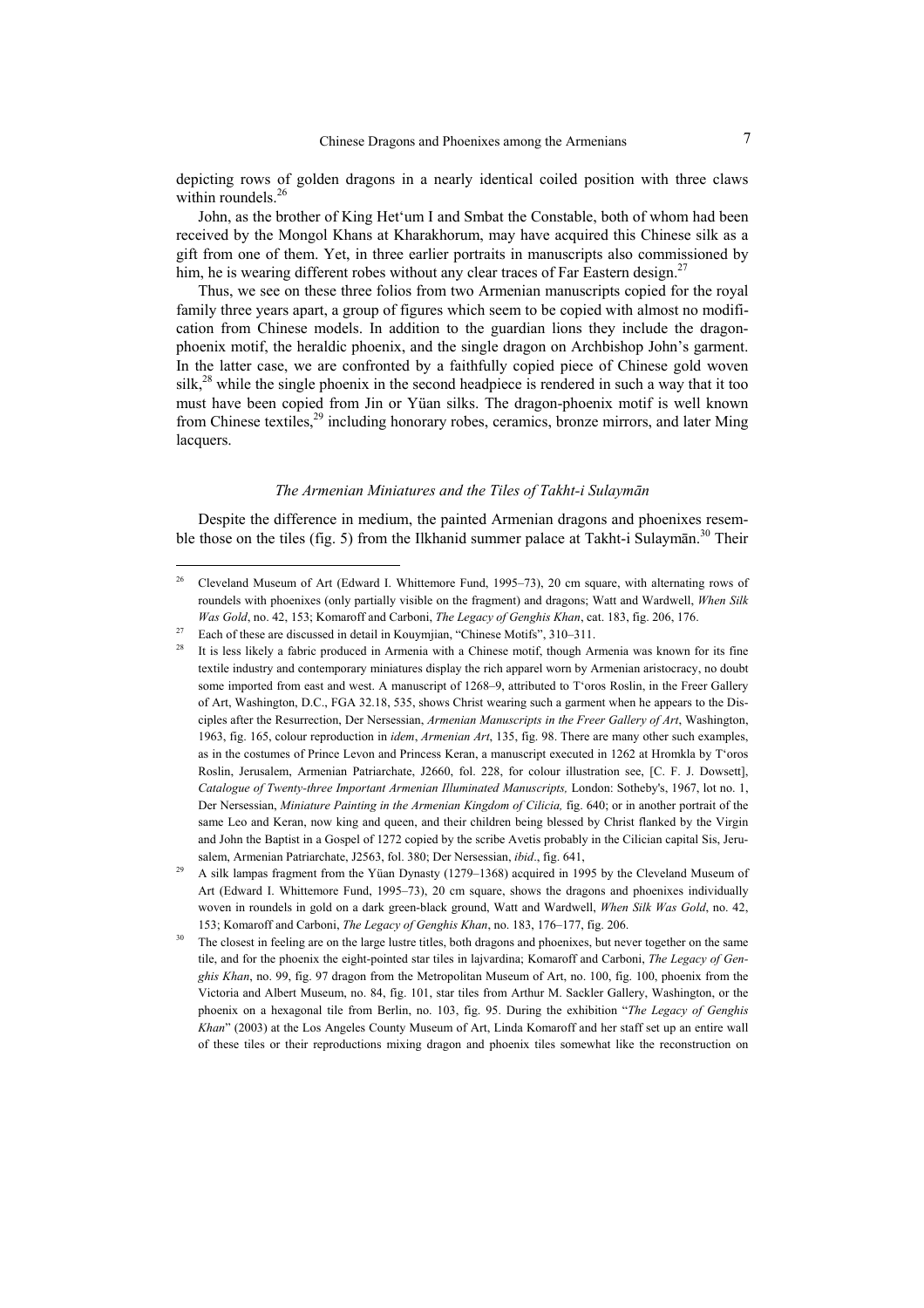depicting rows of golden dragons in a nearly identical coiled position with three claws within roundels.[26]

John, as the brother of King Het'um I and Smbat the Constable, both of whom had been received by the Mongol Khans at Kharakhorum, may have acquired this Chinese silk as a gift from one of them. Yet, in three earlier portraits in manuscripts also commissioned by him, he is wearing different robes without any clear traces of Far Eastern design.[27]

Thus, we see on these three folios from two Armenian manuscripts copied for the royal family three years apart, a group of figures which seem to be copied with almost no modification from Chinese models. In addition to the guardian lions they include the dragon-phoenix motif, the heraldic phoenix, and the single dragon on Archbishop John's garment. In the latter case, we are confronted by a faithfully copied piece of Chinese gold woven silk,[28] while the single phoenix in the second headpiece is rendered in such a way that it too must have been copied from Jin or Yüan silks. The dragon-phoenix motif is well known from Chinese textiles,[29] including honorary robes, ceramics, bronze mirrors, and later Ming lacquers.

### *The Armenian Miniatures and the Tiles of Takht-i Sulaymān*

Despite the difference in medium, the painted Armenian dragons and phoenixes resemble those on the tiles (fig. 5) from the Ilkhanid summer palace at Takht-i Sulaymān.[30] Their

---

[26] Cleveland Museum of Art (Edward I. Whittemore Fund, 1995–73), 20 cm square, with alternating rows of roundels with phoenixes (only partially visible on the fragment) and dragons; Watt and Wardwell, *When Silk Was Gold*, no. 42, 153; Komaroff and Carboni, *The Legacy of Genghis Khan*, cat. 183, fig. 206, 176.

[27] Each of these are discussed in detail in Kouymjian, "Chinese Motifs", 310–311.

[28] It is less likely a fabric produced in Armenia with a Chinese motif, though Armenia was known for its fine textile industry and contemporary miniatures display the rich apparel worn by Armenian aristocracy, no doubt some imported from east and west. A manuscript of 1268–9, attributed to T'oros Roslin, in the Freer Gallery of Art, Washington, D.C., FGA 32.18, 535, shows Christ wearing such a garment when he appears to the Disciples after the Resurrection, Der Nersessian, *Armenian Manuscripts in the Freer Gallery of Art*, Washington, 1963, fig. 165, colour reproduction in *idem*, *Armenian Art*, 135, fig. 98. There are many other such examples, as in the costumes of Prince Levon and Princess Keran, a manuscript executed in 1262 at Hromkla by T'oros Roslin, Jerusalem, Armenian Patriarchate, J2660, fol. 228, for colour illustration see, [C. F. J. Dowsett], *Catalogue of Twenty-three Important Armenian Illuminated Manuscripts,* London: Sotheby's, 1967, lot no. 1, Der Nersessian, *Miniature Painting in the Armenian Kingdom of Cilicia,* fig. 640; or in another portrait of the same Leo and Keran, now king and queen, and their children being blessed by Christ flanked by the Virgin and John the Baptist in a Gospel of 1272 copied by the scribe Avetis probably in the Cilician capital Sis, Jerusalem, Armenian Patriarchate, J2563, fol. 380; Der Nersessian, *ibid*., fig. 641,

[29] A silk lampas fragment from the Yüan Dynasty (1279–1368) acquired in 1995 by the Cleveland Museum of Art (Edward I. Whittemore Fund, 1995–73), 20 cm square, shows the dragons and phoenixes individually woven in roundels in gold on a dark green-black ground, Watt and Wardwell, *When Silk Was Gold*, no. 42, 153; Komaroff and Carboni, *The Legacy of Genghis Khan*, no. 183, 176–177, fig. 206.

[30] The closest in feeling are on the large lustre titles, both dragons and phoenixes, but never together on the same tile, and for the phoenix the eight-pointed star tiles in lajvardina; Komaroff and Carboni, *The Legacy of Genghis Khan*, no. 99, fig. 97 dragon from the Metropolitan Museum of Art, no. 100, fig. 100, phoenix from the Victoria and Albert Museum, no. 84, fig. 101, star tiles from Arthur M. Sackler Gallery, Washington, or the phoenix on a hexagonal tile from Berlin, no. 103, fig. 95. During the exhibition "*The Legacy of Genghis Khan*" (2003) at the Los Angeles County Museum of Art, Linda Komaroff and her staff set up an entire wall of these tiles or their reproductions mixing dragon and phoenix tiles somewhat like the reconstruction on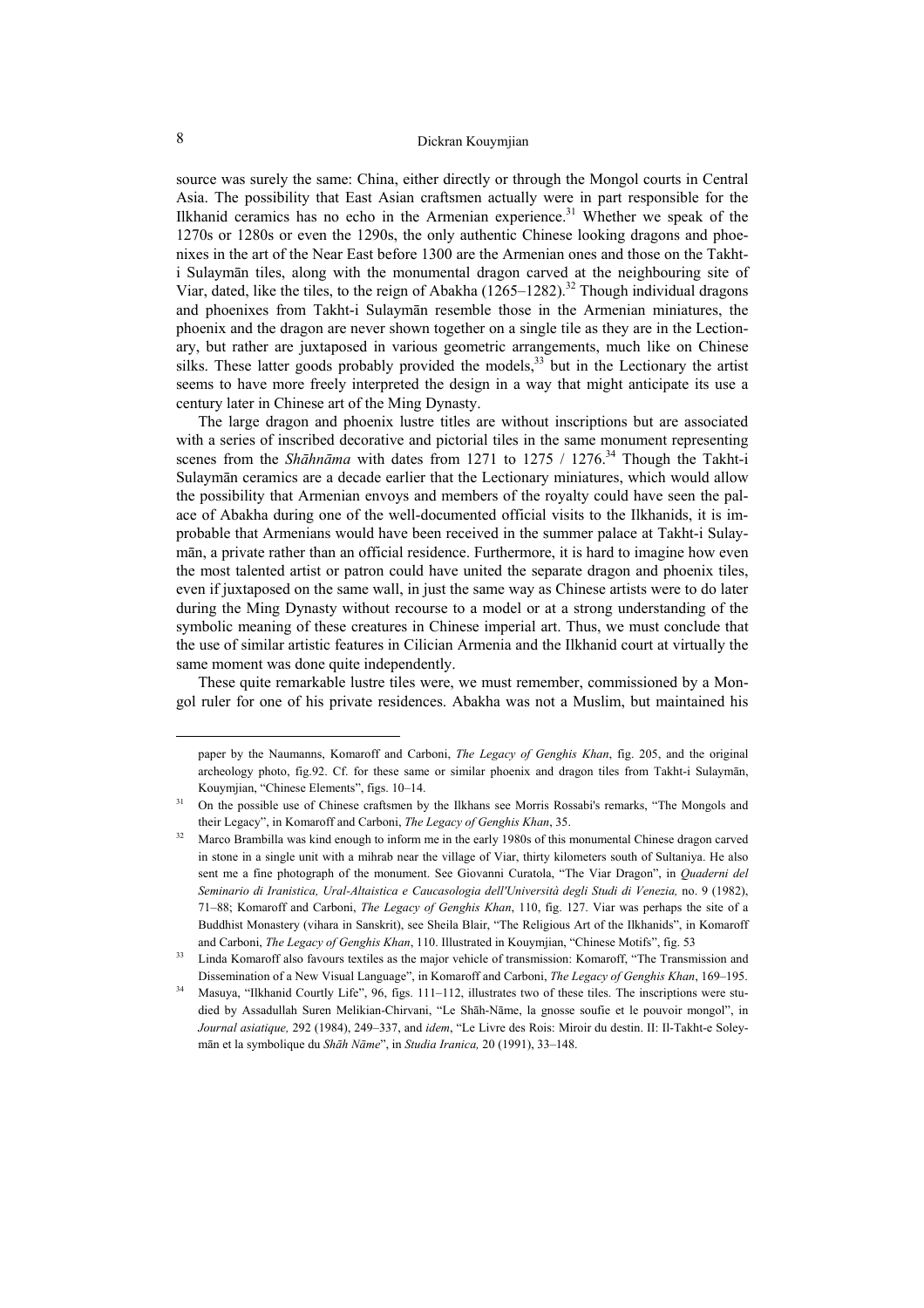source was surely the same: China, either directly or through the Mongol courts in Central Asia. The possibility that East Asian craftsmen actually were in part responsible for the Ilkhanid ceramics has no echo in the Armenian experience.[31] Whether we speak of the 1270s or 1280s or even the 1290s, the only authentic Chinese looking dragons and phoenixes in the art of the Near East before 1300 are the Armenian ones and those on the Takht-i Sulaymān tiles, along with the monumental dragon carved at the neighbouring site of Viar, dated, like the tiles, to the reign of Abakha (1265–1282).[32] Though individual dragons and phoenixes from Takht-i Sulaymān resemble those in the Armenian miniatures, the phoenix and the dragon are never shown together on a single tile as they are in the Lectionary, but rather are juxtaposed in various geometric arrangements, much like on Chinese silks. These latter goods probably provided the models,[33] but in the Lectionary the artist seems to have more freely interpreted the design in a way that might anticipate its use a century later in Chinese art of the Ming Dynasty.

The large dragon and phoenix lustre titles are without inscriptions but are associated with a series of inscribed decorative and pictorial tiles in the same monument representing scenes from the *Shāhnāma* with dates from 1271 to 1275 / 1276.[34] Though the Takht-i Sulaymān ceramics are a decade earlier that the Lectionary miniatures, which would allow the possibility that Armenian envoys and members of the royalty could have seen the palace of Abakha during one of the well-documented official visits to the Ilkhanids, it is improbable that Armenians would have been received in the summer palace at Takht-i Sulaymān, a private rather than an official residence. Furthermore, it is hard to imagine how even the most talented artist or patron could have united the separate dragon and phoenix tiles, even if juxtaposed on the same wall, in just the same way as Chinese artists were to do later during the Ming Dynasty without recourse to a model or at a strong understanding of the symbolic meaning of these creatures in Chinese imperial art. Thus, we must conclude that the use of similar artistic features in Cilician Armenia and the Ilkhanid court at virtually the same moment was done quite independently.

These quite remarkable lustre tiles were, we must remember, commissioned by a Mongol ruler for one of his private residences. Abakha was not a Muslim, but maintained his

---

paper by the Naumanns, Komaroff and Carboni, *The Legacy of Genghis Khan*, fig. 205, and the original archeology photo, fig.92. Cf. for these same or similar phoenix and dragon tiles from Takht-i Sulaymān, Kouymjian, "Chinese Elements", figs. 10–14.

[31] On the possible use of Chinese craftsmen by the Ilkhans see Morris Rossabi's remarks, "The Mongols and their Legacy", in Komaroff and Carboni, *The Legacy of Genghis Khan*, 35.

[32] Marco Brambilla was kind enough to inform me in the early 1980s of this monumental Chinese dragon carved in stone in a single unit with a mihrab near the village of Viar, thirty kilometers south of Sultaniya. He also sent me a fine photograph of the monument. See Giovanni Curatola, "The Viar Dragon", in *Quaderni del Seminario di Iranistica, Ural-Altaistica e Caucasologia dell'Università degli Studi di Venezia,* no. 9 (1982), 71–88; Komaroff and Carboni, *The Legacy of Genghis Khan*, 110, fig. 127. Viar was perhaps the site of a Buddhist Monastery (vihara in Sanskrit), see Sheila Blair, "The Religious Art of the Ilkhanids", in Komaroff and Carboni, *The Legacy of Genghis Khan*, 110. Illustrated in Kouymjian, "Chinese Motifs", fig. 53

[33] Linda Komaroff also favours textiles as the major vehicle of transmission: Komaroff, "The Transmission and Dissemination of a New Visual Language", in Komaroff and Carboni, *The Legacy of Genghis Khan*, 169–195.

[34] Masuya, "Ilkhanid Courtly Life", 96, figs. 111–112, illustrates two of these tiles. The inscriptions were studied by Assadullah Suren Melikian-Chirvani, "Le Shāh-Nāme, la gnosse soufie et le pouvoir mongol", in *Journal asiatique,* 292 (1984), 249–337, and *idem*, "Le Livre des Rois: Miroir du destin. II: Il-Takht-e Soleymān et la symbolique du *Shāh Nāme*", in *Studia Iranica,* 20 (1991), 33–148.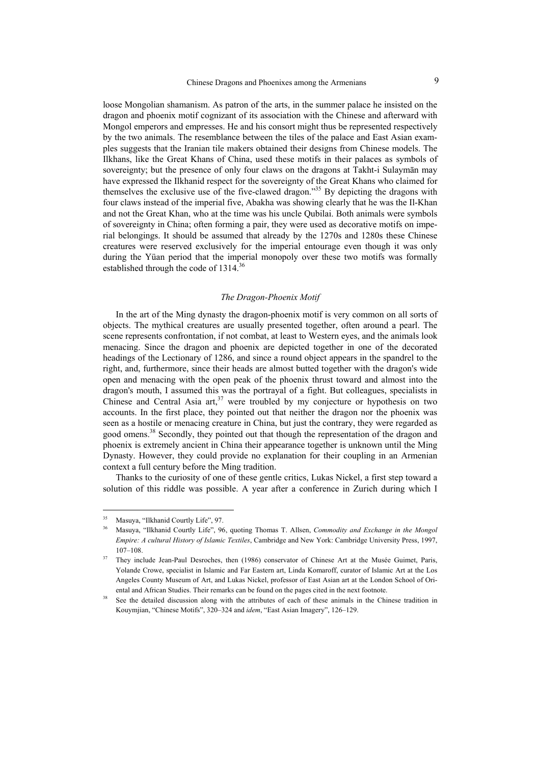loose Mongolian shamanism. As patron of the arts, in the summer palace he insisted on the dragon and phoenix motif cognizant of its association with the Chinese and afterward with Mongol emperors and empresses. He and his consort might thus be represented respectively by the two animals. The resemblance between the tiles of the palace and East Asian examples suggests that the Iranian tile makers obtained their designs from Chinese models. The Ilkhans, like the Great Khans of China, used these motifs in their palaces as symbols of sovereignty; but the presence of only four claws on the dragons at Takht-i Sulaymān may have expressed the Ilkhanid respect for the sovereignty of the Great Khans who claimed for themselves the exclusive use of the five-clawed dragon."[35] By depicting the dragons with four claws instead of the imperial five, Abakha was showing clearly that he was the Il-Khan and not the Great Khan, who at the time was his uncle Qubilai. Both animals were symbols of sovereignty in China; often forming a pair, they were used as decorative motifs on imperial belongings. It should be assumed that already by the 1270s and 1280s these Chinese creatures were reserved exclusively for the imperial entourage even though it was only during the Yüan period that the imperial monopoly over these two motifs was formally established through the code of 1314.[36]

### *The Dragon-Phoenix Motif*

In the art of the Ming dynasty the dragon-phoenix motif is very common on all sorts of objects. The mythical creatures are usually presented together, often around a pearl. The scene represents confrontation, if not combat, at least to Western eyes, and the animals look menacing. Since the dragon and phoenix are depicted together in one of the decorated headings of the Lectionary of 1286, and since a round object appears in the spandrel to the right, and, furthermore, since their heads are almost butted together with the dragon's wide open and menacing with the open peak of the phoenix thrust toward and almost into the dragon's mouth, I assumed this was the portrayal of a fight. But colleagues, specialists in Chinese and Central Asia art,[37] were troubled by my conjecture or hypothesis on two accounts. In the first place, they pointed out that neither the dragon nor the phoenix was seen as a hostile or menacing creature in China, but just the contrary, they were regarded as good omens.[38] Secondly, they pointed out that though the representation of the dragon and phoenix is extremely ancient in China their appearance together is unknown until the Ming Dynasty. However, they could provide no explanation for their coupling in an Armenian context a full century before the Ming tradition.

Thanks to the curiosity of one of these gentle critics, Lukas Nickel, a first step toward a solution of this riddle was possible. A year after a conference in Zurich during which I

---

[35] Masuya, "Ilkhanid Courtly Life", 97.

[36] Masuya, "Ilkhanid Courtly Life", 96, quoting Thomas T. Allsen, *Commodity and Exchange in the Mongol Empire: A cultural History of Islamic Textiles*, Cambridge and New York: Cambridge University Press, 1997, 107–108.

[37] They include Jean-Paul Desroches, then (1986) conservator of Chinese Art at the Musée Guimet, Paris, Yolande Crowe, specialist in Islamic and Far Eastern art, Linda Komaroff, curator of Islamic Art at the Los Angeles County Museum of Art, and Lukas Nickel, professor of East Asian art at the London School of Oriental and African Studies. Their remarks can be found on the pages cited in the next footnote.

[38] See the detailed discussion along with the attributes of each of these animals in the Chinese tradition in Kouymjian, "Chinese Motifs", 320–324 and *idem*, "East Asian Imagery", 126–129.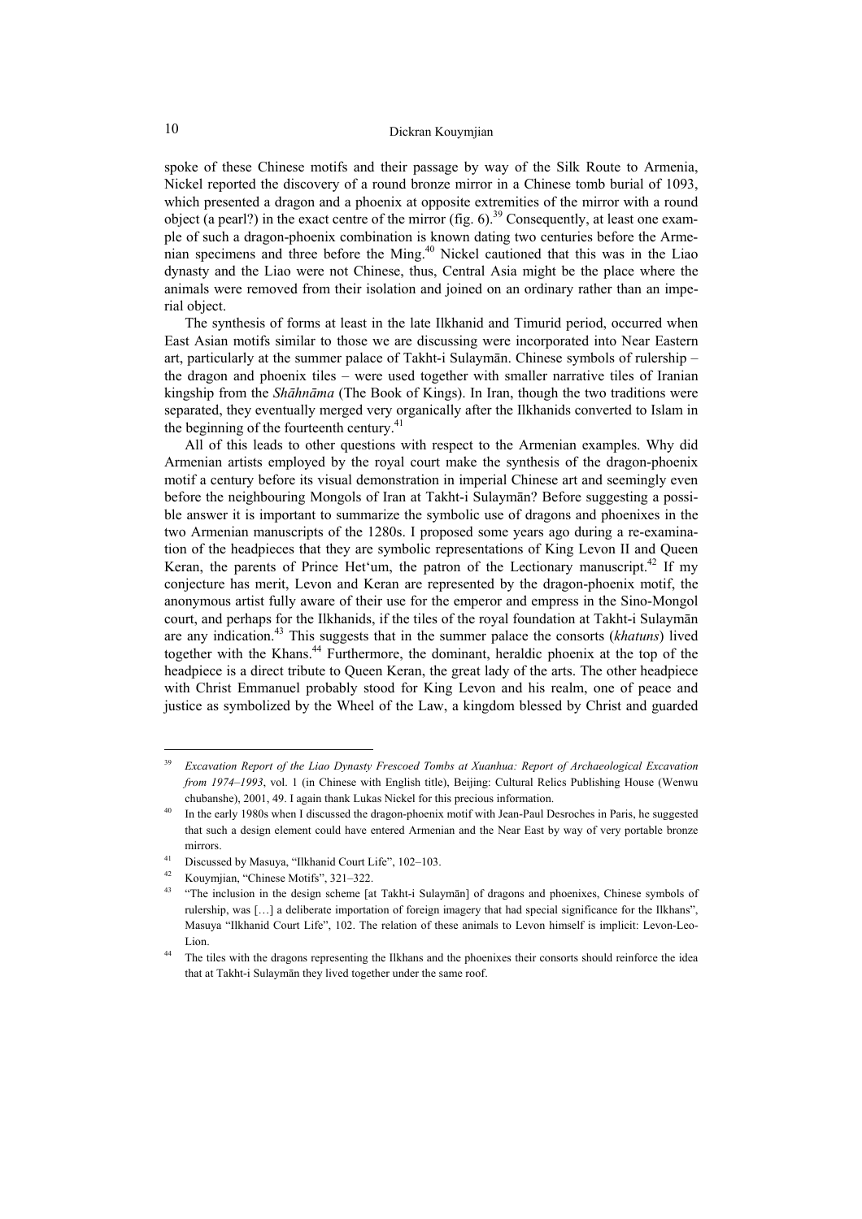spoke of these Chinese motifs and their passage by way of the Silk Route to Armenia, Nickel reported the discovery of a round bronze mirror in a Chinese tomb burial of 1093, which presented a dragon and a phoenix at opposite extremities of the mirror with a round object (a pearl?) in the exact centre of the mirror (fig. 6).[39] Consequently, at least one example of such a dragon-phoenix combination is known dating two centuries before the Armenian specimens and three before the Ming.[40] Nickel cautioned that this was in the Liao dynasty and the Liao were not Chinese, thus, Central Asia might be the place where the animals were removed from their isolation and joined on an ordinary rather than an imperial object.

The synthesis of forms at least in the late Ilkhanid and Timurid period, occurred when East Asian motifs similar to those we are discussing were incorporated into Near Eastern art, particularly at the summer palace of Takht-i Sulaymān. Chinese symbols of rulership – the dragon and phoenix tiles – were used together with smaller narrative tiles of Iranian kingship from the *Shāhnāma* (The Book of Kings). In Iran, though the two traditions were separated, they eventually merged very organically after the Ilkhanids converted to Islam in the beginning of the fourteenth century.[41]

All of this leads to other questions with respect to the Armenian examples. Why did Armenian artists employed by the royal court make the synthesis of the dragon-phoenix motif a century before its visual demonstration in imperial Chinese art and seemingly even before the neighbouring Mongols of Iran at Takht-i Sulaymān? Before suggesting a possible answer it is important to summarize the symbolic use of dragons and phoenixes in the two Armenian manuscripts of the 1280s. I proposed some years ago during a re-examination of the headpieces that they are symbolic representations of King Levon II and Queen Keran, the parents of Prince Het'um, the patron of the Lectionary manuscript.[42] If my conjecture has merit, Levon and Keran are represented by the dragon-phoenix motif, the anonymous artist fully aware of their use for the emperor and empress in the Sino-Mongol court, and perhaps for the Ilkhanids, if the tiles of the royal foundation at Takht-i Sulaymān are any indication.[43] This suggests that in the summer palace the consorts (*khatuns*) lived together with the Khans.[44] Furthermore, the dominant, heraldic phoenix at the top of the headpiece is a direct tribute to Queen Keran, the great lady of the arts. The other headpiece with Christ Emmanuel probably stood for King Levon and his realm, one of peace and justice as symbolized by the Wheel of the Law, a kingdom blessed by Christ and guarded

---

[39] *Excavation Report of the Liao Dynasty Frescoed Tombs at Xuanhua: Report of Archaeological Excavation from 1974–1993*, vol. 1 (in Chinese with English title), Beijing: Cultural Relics Publishing House (Wenwu chubanshe), 2001, 49. I again thank Lukas Nickel for this precious information.

[40] In the early 1980s when I discussed the dragon-phoenix motif with Jean-Paul Desroches in Paris, he suggested that such a design element could have entered Armenian and the Near East by way of very portable bronze mirrors.

[41] Discussed by Masuya, "Ilkhanid Court Life", 102–103.

[42] Kouymjian, "Chinese Motifs", 321–322.

[43] "The inclusion in the design scheme [at Takht-i Sulaymān] of dragons and phoenixes, Chinese symbols of rulership, was […] a deliberate importation of foreign imagery that had special significance for the Ilkhans", Masuya "Ilkhanid Court Life", 102. The relation of these animals to Levon himself is implicit: Levon-Leo-Lion.

[44] The tiles with the dragons representing the Ilkhans and the phoenixes their consorts should reinforce the idea that at Takht-i Sulaymān they lived together under the same roof.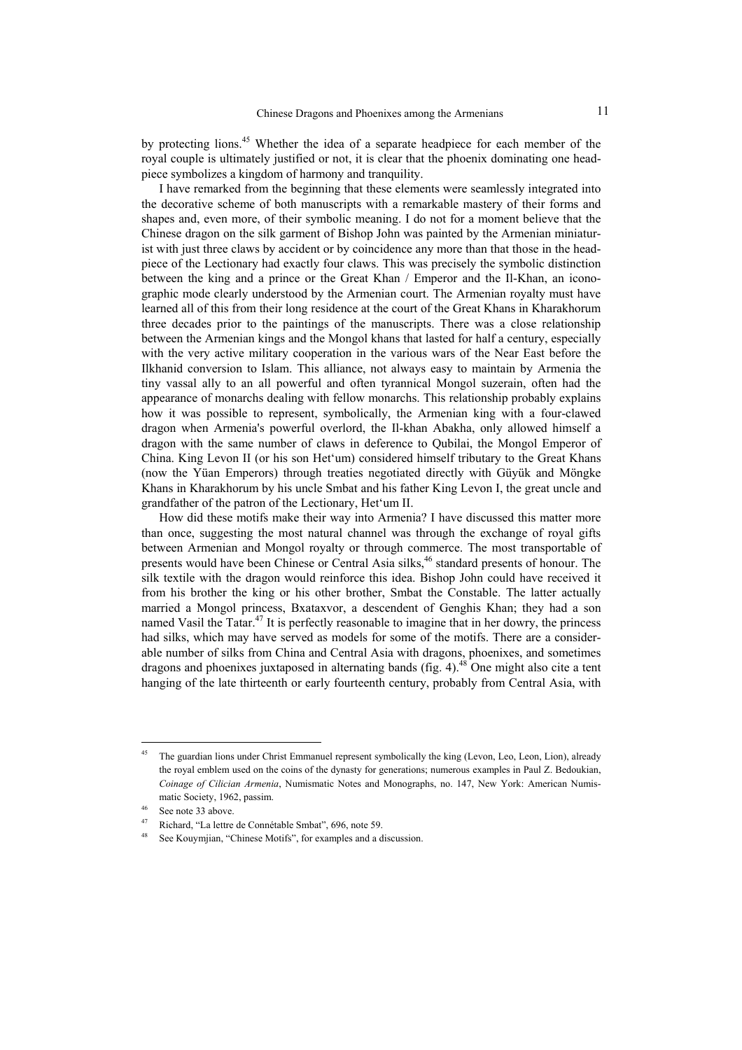by protecting lions.[45] Whether the idea of a separate headpiece for each member of the royal couple is ultimately justified or not, it is clear that the phoenix dominating one headpiece symbolizes a kingdom of harmony and tranquility.

I have remarked from the beginning that these elements were seamlessly integrated into the decorative scheme of both manuscripts with a remarkable mastery of their forms and shapes and, even more, of their symbolic meaning. I do not for a moment believe that the Chinese dragon on the silk garment of Bishop John was painted by the Armenian miniaturist with just three claws by accident or by coincidence any more than that those in the headpiece of the Lectionary had exactly four claws. This was precisely the symbolic distinction between the king and a prince or the Great Khan / Emperor and the Il-Khan, an iconographic mode clearly understood by the Armenian court. The Armenian royalty must have learned all of this from their long residence at the court of the Great Khans in Kharakhorum three decades prior to the paintings of the manuscripts. There was a close relationship between the Armenian kings and the Mongol khans that lasted for half a century, especially with the very active military cooperation in the various wars of the Near East before the Ilkhanid conversion to Islam. This alliance, not always easy to maintain by Armenia the tiny vassal ally to an all powerful and often tyrannical Mongol suzerain, often had the appearance of monarchs dealing with fellow monarchs. This relationship probably explains how it was possible to represent, symbolically, the Armenian king with a four-clawed dragon when Armenia's powerful overlord, the Il-khan Abakha, only allowed himself a dragon with the same number of claws in deference to Qubilai, the Mongol Emperor of China. King Levon II (or his son Het'um) considered himself tributary to the Great Khans (now the Yüan Emperors) through treaties negotiated directly with Güyük and Möngke Khans in Kharakhorum by his uncle Smbat and his father King Levon I, the great uncle and grandfather of the patron of the Lectionary, Het'um II.

How did these motifs make their way into Armenia? I have discussed this matter more than once, suggesting the most natural channel was through the exchange of royal gifts between Armenian and Mongol royalty or through commerce. The most transportable of presents would have been Chinese or Central Asia silks,[46] standard presents of honour. The silk textile with the dragon would reinforce this idea. Bishop John could have received it from his brother the king or his other brother, Smbat the Constable. The latter actually married a Mongol princess, Bxataxvor, a descendent of Genghis Khan; they had a son named Vasil the Tatar.[47] It is perfectly reasonable to imagine that in her dowry, the princess had silks, which may have served as models for some of the motifs. There are a considerable number of silks from China and Central Asia with dragons, phoenixes, and sometimes dragons and phoenixes juxtaposed in alternating bands (fig. 4).[48] One might also cite a tent hanging of the late thirteenth or early fourteenth century, probably from Central Asia, with

---

[45] The guardian lions under Christ Emmanuel represent symbolically the king (Levon, Leo, Leon, Lion), already the royal emblem used on the coins of the dynasty for generations; numerous examples in Paul Z. Bedoukian, *Coinage of Cilician Armenia*, Numismatic Notes and Monographs, no. 147, New York: American Numismatic Society, 1962, passim.

[46] See note 33 above.

[47] Richard, "La lettre de Connétable Smbat", 696, note 59.

[48] See Kouymjian, "Chinese Motifs", for examples and a discussion.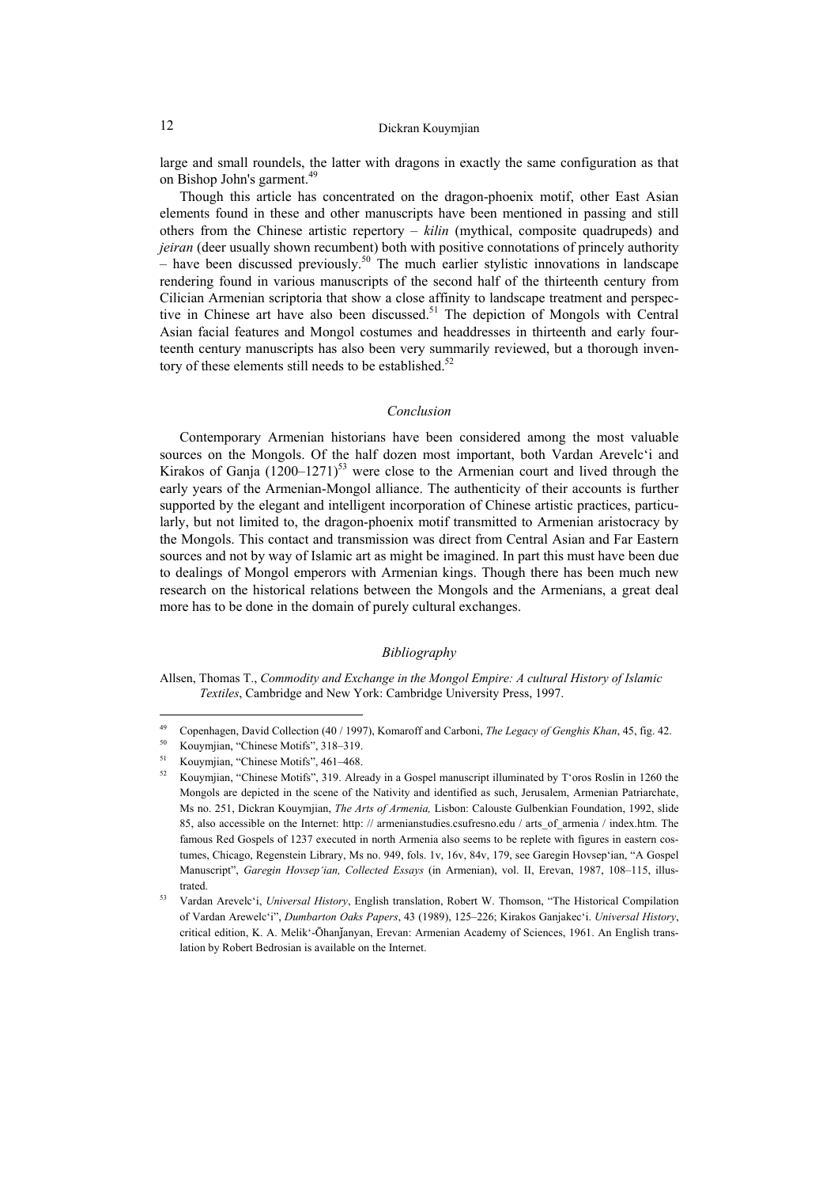large and small roundels, the latter with dragons in exactly the same configuration as that on Bishop John's garment.[49]

Though this article has concentrated on the dragon-phoenix motif, other East Asian elements found in these and other manuscripts have been mentioned in passing and still others from the Chinese artistic repertory – *kilin* (mythical, composite quadrupeds) and *jeiran* (deer usually shown recumbent) both with positive connotations of princely authority – have been discussed previously.[50] The much earlier stylistic innovations in landscape rendering found in various manuscripts of the second half of the thirteenth century from Cilician Armenian scriptoria that show a close affinity to landscape treatment and perspective in Chinese art have also been discussed.[51] The depiction of Mongols with Central Asian facial features and Mongol costumes and headdresses in thirteenth and early fourteenth century manuscripts has also been very summarily reviewed, but a thorough inventory of these elements still needs to be established.[52]

## *Conclusion*

Contemporary Armenian historians have been considered among the most valuable sources on the Mongols. Of the half dozen most important, both Vardan Arevelc'i and Kirakos of Ganja (1200–1271)[53] were close to the Armenian court and lived through the early years of the Armenian-Mongol alliance. The authenticity of their accounts is further supported by the elegant and intelligent incorporation of Chinese artistic practices, particularly, but not limited to, the dragon-phoenix motif transmitted to Armenian aristocracy by the Mongols. This contact and transmission was direct from Central Asian and Far Eastern sources and not by way of Islamic art as might be imagined. In part this must have been due to dealings of Mongol emperors with Armenian kings. Though there has been much new research on the historical relations between the Mongols and the Armenians, a great deal more has to be done in the domain of purely cultural exchanges.

## *Bibliography*

Allsen, Thomas T., *Commodity and Exchange in the Mongol Empire: A cultural History of Islamic Textiles*, Cambridge and New York: Cambridge University Press, 1997.

---

[49] Copenhagen, David Collection (40 / 1997), Komaroff and Carboni, *The Legacy of Genghis Khan*, 45, fig. 42.

[50] Kouymjian, "Chinese Motifs", 318–319.

[51] Kouymjian, "Chinese Motifs", 461–468.

[52] Kouymjian, "Chinese Motifs", 319. Already in a Gospel manuscript illuminated by T'oros Roslin in 1260 the Mongols are depicted in the scene of the Nativity and identified as such, Jerusalem, Armenian Patriarchate, Ms no. 251, Dickran Kouymjian, *The Arts of Armenia,* Lisbon: Calouste Gulbenkian Foundation, 1992, slide 85, also accessible on the Internet: http: // armenianstudies.csufresno.edu / arts_of_armenia / index.htm. The famous Red Gospels of 1237 executed in north Armenia also seems to be replete with figures in eastern costumes, Chicago, Regenstein Library, Ms no. 949, fols. 1v, 16v, 84v, 179, see Garegin Hovsep'ian, "A Gospel Manuscript", *Garegin Hovsep'ian, Collected Essays* (in Armenian), vol. II, Erevan, 1987, 108–115, illustrated.

[53] Vardan Arevelc'i, *Universal History*, English translation, Robert W. Thomson, "The Historical Compilation of Vardan Arewelc'i", *Dumbarton Oaks Papers*, 43 (1989), 125–226; Kirakos Ganjakec'i. *Universal History*, critical edition, K. A. Melik'-Ōhanǰanyan, Erevan: Armenian Academy of Sciences, 1961. An English translation by Robert Bedrosian is available on the Internet.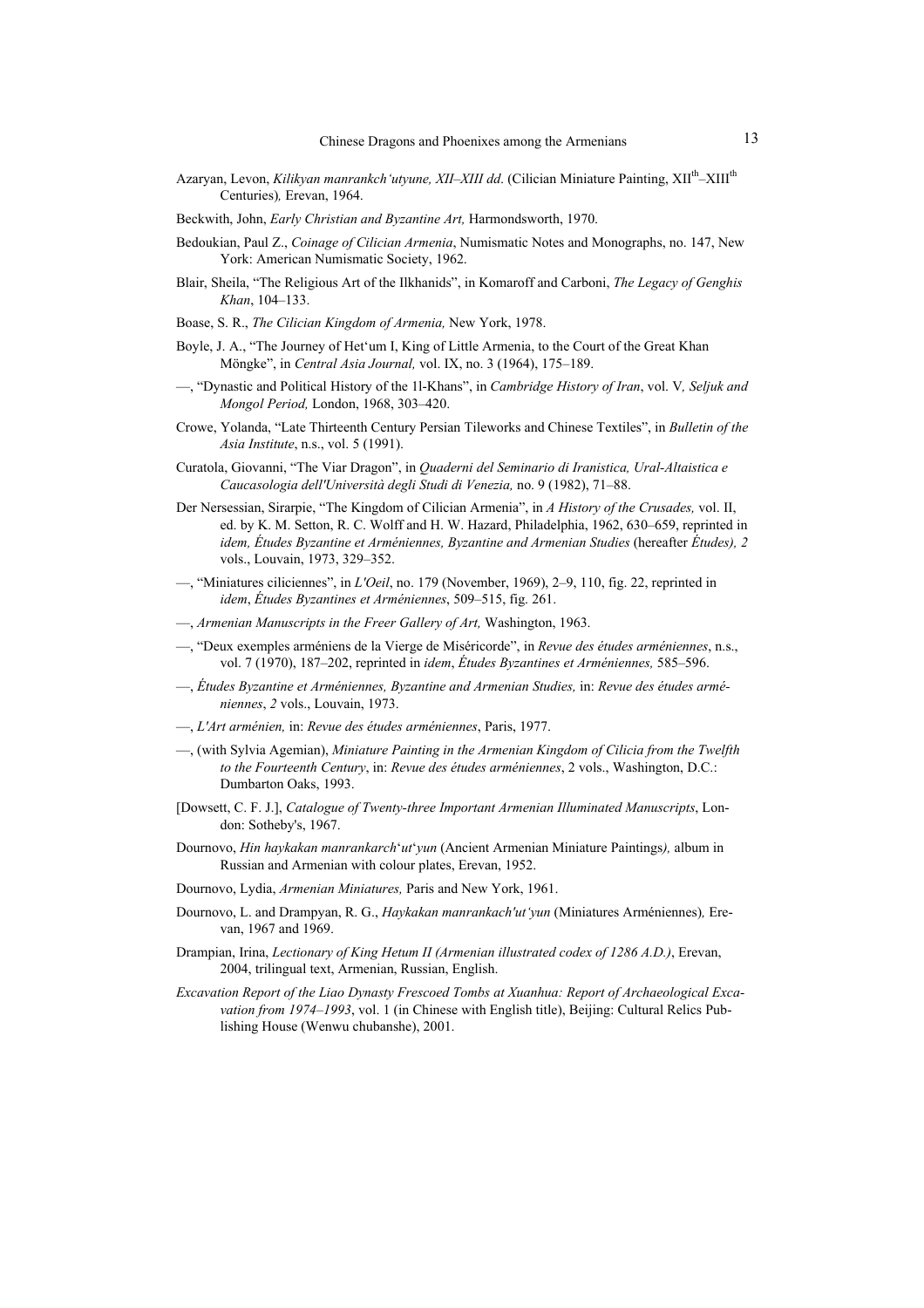Azaryan, Levon, *Kilikyan manrankch'utyune, XII–XIII dd*. (Cilician Miniature Painting, XII$^{th}$–XIII$^{th}$ Centuries)*,* Erevan, 1964.

Beckwith, John, *Early Christian and Byzantine Art,* Harmondsworth, 1970.

Bedoukian, Paul Z., *Coinage of Cilician Armenia*, Numismatic Notes and Monographs, no. 147, New York: American Numismatic Society, 1962.

Blair, Sheila, "The Religious Art of the Ilkhanids", in Komaroff and Carboni, *The Legacy of Genghis Khan*, 104–133.

Boase, S. R., *The Cilician Kingdom of Armenia,* New York, 1978.

Boyle, J. A., "The Journey of Het'um I, King of Little Armenia, to the Court of the Great Khan Möngke", in *Central Asia Journal,* vol. IX, no. 3 (1964), 175–189.

—, "Dynastic and Political History of the Il-Khans", in *Cambridge History of Iran*, vol. V*, Seljuk and Mongol Period,* London, 1968, 303–420.

Crowe, Yolanda, "Late Thirteenth Century Persian Tileworks and Chinese Textiles", in *Bulletin of the Asia Institute*, n.s., vol. 5 (1991).

Curatola, Giovanni, "The Viar Dragon", in *Quaderni del Seminario di Iranistica, Ural-Altaistica e Caucasologia dell'Università degli Studi di Venezia,* no. 9 (1982), 71–88.

Der Nersessian, Sirarpie, "The Kingdom of Cilician Armenia", in *A History of the Crusades,* vol. II, ed. by K. M. Setton, R. C. Wolff and H. W. Hazard, Philadelphia, 1962, 630–659, reprinted in *idem, Études Byzantine et Arméniennes, Byzantine and Armenian Studies* (hereafter *Études), 2* vols., Louvain, 1973, 329–352.

—, "Miniatures ciliciennes", in *L'Oeil*, no. 179 (November, 1969), 2–9, 110, fig. 22, reprinted in *idem*, *Études Byzantines et Arméniennes*, 509–515, fig. 261.

—, *Armenian Manuscripts in the Freer Gallery of Art,* Washington, 1963.

—, "Deux exemples arméniens de la Vierge de Miséricorde", in *Revue des études arméniennes*, n.s., vol. 7 (1970), 187–202, reprinted in *idem*, *Études Byzantines et Arméniennes,* 585–596.

—, *Études Byzantine et Arméniennes, Byzantine and Armenian Studies,* in: *Revue des études arméniennes*, *2* vols., Louvain, 1973.

—, *L'Art arménien,* in: *Revue des études arméniennes*, Paris, 1977.

—, (with Sylvia Agemian), *Miniature Painting in the Armenian Kingdom of Cilicia from the Twelfth to the Fourteenth Century*, in: *Revue des études arméniennes*, 2 vols., Washington, D.C.: Dumbarton Oaks, 1993.

[Dowsett, C. F. J.], *Catalogue of Twenty-three Important Armenian Illuminated Manuscripts*, London: Sotheby's, 1967.

Dournovo, *Hin haykakan manrankarch'ut'yun* (Ancient Armenian Miniature Paintings*),* album in Russian and Armenian with colour plates, Erevan, 1952.

Dournovo, Lydia, *Armenian Miniatures,* Paris and New York, 1961.

Dournovo, L. and Drampyan, R. G., *Haykakan manrankach'ut'yun* (Miniatures Arméniennes)*,* Erevan, 1967 and 1969.

Drampian, Irina, *Lectionary of King Hetum II (Armenian illustrated codex of 1286 A.D.)*, Erevan, 2004, trilingual text, Armenian, Russian, English.

*Excavation Report of the Liao Dynasty Frescoed Tombs at Xuanhua: Report of Archaeological Excavation from 1974–1993*, vol. 1 (in Chinese with English title), Beijing: Cultural Relics Publishing House (Wenwu chubanshe), 2001.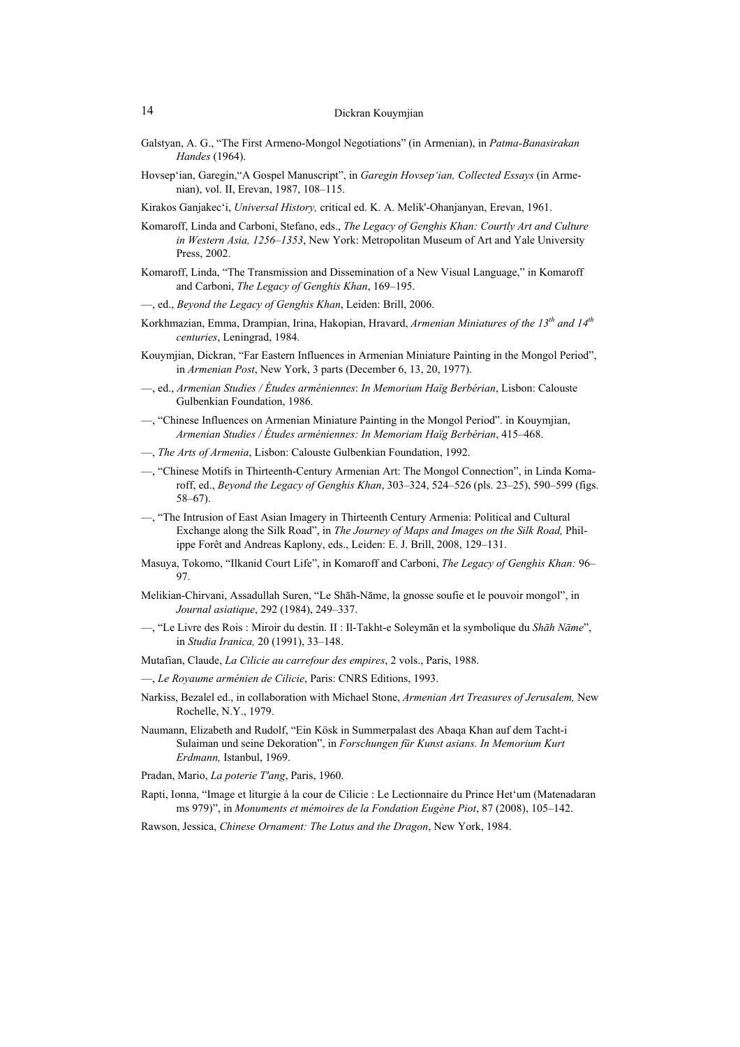Galstyan, A. G., "The First Armeno-Mongol Negotiations" (in Armenian), in *Patma-Banasirakan Handes* (1964).

Hovsep'ian, Garegin,"A Gospel Manuscript", in *Garegin Hovsep'ian, Collected Essays* (in Armenian), vol. II, Erevan, 1987, 108–115.

Kirakos Ganjakec'i, *Universal History,* critical ed. K. A. Melik'-Ohanjanyan, Erevan, 1961.

Komaroff, Linda and Carboni, Stefano, eds., *The Legacy of Genghis Khan: Courtly Art and Culture in Western Asia, 1256–1353*, New York: Metropolitan Museum of Art and Yale University Press, 2002.

Komaroff, Linda, "The Transmission and Dissemination of a New Visual Language," in Komaroff and Carboni, *The Legacy of Genghis Khan*, 169–195.

—, ed., *Beyond the Legacy of Genghis Khan*, Leiden: Brill, 2006.

Korkhmazian, Emma, Drampian, Irina, Hakopian, Hravard, *Armenian Miniatures of the 13th and 14th centuries*, Leningrad, 1984.

Kouymjian, Dickran, "Far Eastern Influences in Armenian Miniature Painting in the Mongol Period", in *Armenian Post*, New York, 3 parts (December 6, 13, 20, 1977).

—, ed., *Armenian Studies / Études arméniennes*: *In Memorium Haïg Berbérian*, Lisbon: Calouste Gulbenkian Foundation, 1986.

—, "Chinese Influences on Armenian Miniature Painting in the Mongol Period". in Kouymjian, *Armenian Studies / Études arméniennes: In Memoriam Haïg Berbérian*, 415–468.

—, *The Arts of Armenia*, Lisbon: Calouste Gulbenkian Foundation, 1992.

—, "Chinese Motifs in Thirteenth-Century Armenian Art: The Mongol Connection", in Linda Komaroff, ed., *Beyond the Legacy of Genghis Khan*, 303–324, 524–526 (pls. 23–25), 590–599 (figs. 58–67).

—, "The Intrusion of East Asian Imagery in Thirteenth Century Armenia: Political and Cultural Exchange along the Silk Road", in *The Journey of Maps and Images on the Silk Road,* Philippe Forêt and Andreas Kaplony, eds., Leiden: E. J. Brill, 2008, 129–131.

Masuya, Tokomo, "Ilkanid Court Life", in Komaroff and Carboni, *The Legacy of Genghis Khan:* 96–97.

Melikian-Chirvani, Assadullah Suren, "Le Shāh-Nāme, la gnosse soufie et le pouvoir mongol", in *Journal asiatique*, 292 (1984), 249–337.

—, "Le Livre des Rois : Miroir du destin. II : Il-Takht-e Soleymān et la symbolique du *Shāh Nāme*", in *Studia Iranica,* 20 (1991), 33–148.

Mutafian, Claude, *La Cilicie au carrefour des empires*, 2 vols., Paris, 1988.

—, *Le Royaume arménien de Cilicie*, Paris: CNRS Editions, 1993.

Narkiss, Bezalel ed., in collaboration with Michael Stone, *Armenian Art Treasures of Jerusalem,* New Rochelle, N.Y., 1979.

Naumann, Elizabeth and Rudolf, "Ein Kösk in Summerpalast des Abaqa Khan auf dem Tacht-i Sulaiman und seine Dekoration", in *Forschungen für Kunst asians. In Memorium Kurt Erdmann,* Istanbul, 1969.

Pradan, Mario, *La poterie T'ang*, Paris, 1960.

Rapti, Ionna, "Image et liturgie à la cour de Cilicie : Le Lectionnaire du Prince Het'um (Matenadaran ms 979)", in *Monuments et mémoires de la Fondation Eugène Piot*, 87 (2008), 105–142.

Rawson, Jessica, *Chinese Ornament: The Lotus and the Dragon*, New York, 1984.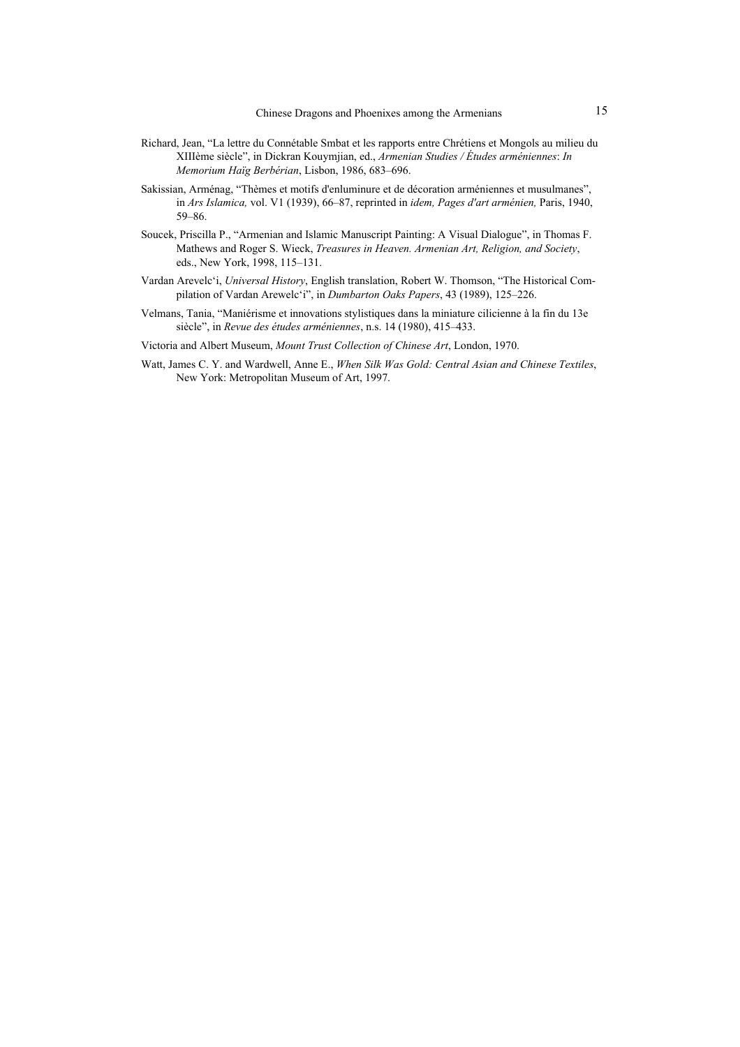Richard, Jean, "La lettre du Connétable Smbat et les rapports entre Chrétiens et Mongols au milieu du XIIIème siècle", in Dickran Kouymjian, ed., *Armenian Studies / Études arméniennes*: *In Memorium Haïg Berbérian*, Lisbon, 1986, 683–696.

Sakissian, Arménag, "Thèmes et motifs d'enluminure et de décoration arméniennes et musulmanes", in *Ars Islamica,* vol. V1 (1939), 66–87, reprinted in *idem, Pages d'art arménien,* Paris, 1940, 59–86.

Soucek, Priscilla P., "Armenian and Islamic Manuscript Painting: A Visual Dialogue", in Thomas F. Mathews and Roger S. Wieck, *Treasures in Heaven. Armenian Art, Religion, and Society*, eds., New York, 1998, 115–131.

Vardan Arevelc'i, *Universal History*, English translation, Robert W. Thomson, "The Historical Compilation of Vardan Arewelc'i", in *Dumbarton Oaks Papers*, 43 (1989), 125–226.

Velmans, Tania, "Maniérisme et innovations stylistiques dans la miniature cilicienne à la fin du 13e siècle", in *Revue des études arméniennes*, n.s. 14 (1980), 415–433.

Victoria and Albert Museum, *Mount Trust Collection of Chinese Art*, London, 1970.

Watt, James C. Y. and Wardwell, Anne E., *When Silk Was Gold: Central Asian and Chinese Textiles*, New York: Metropolitan Museum of Art, 1997.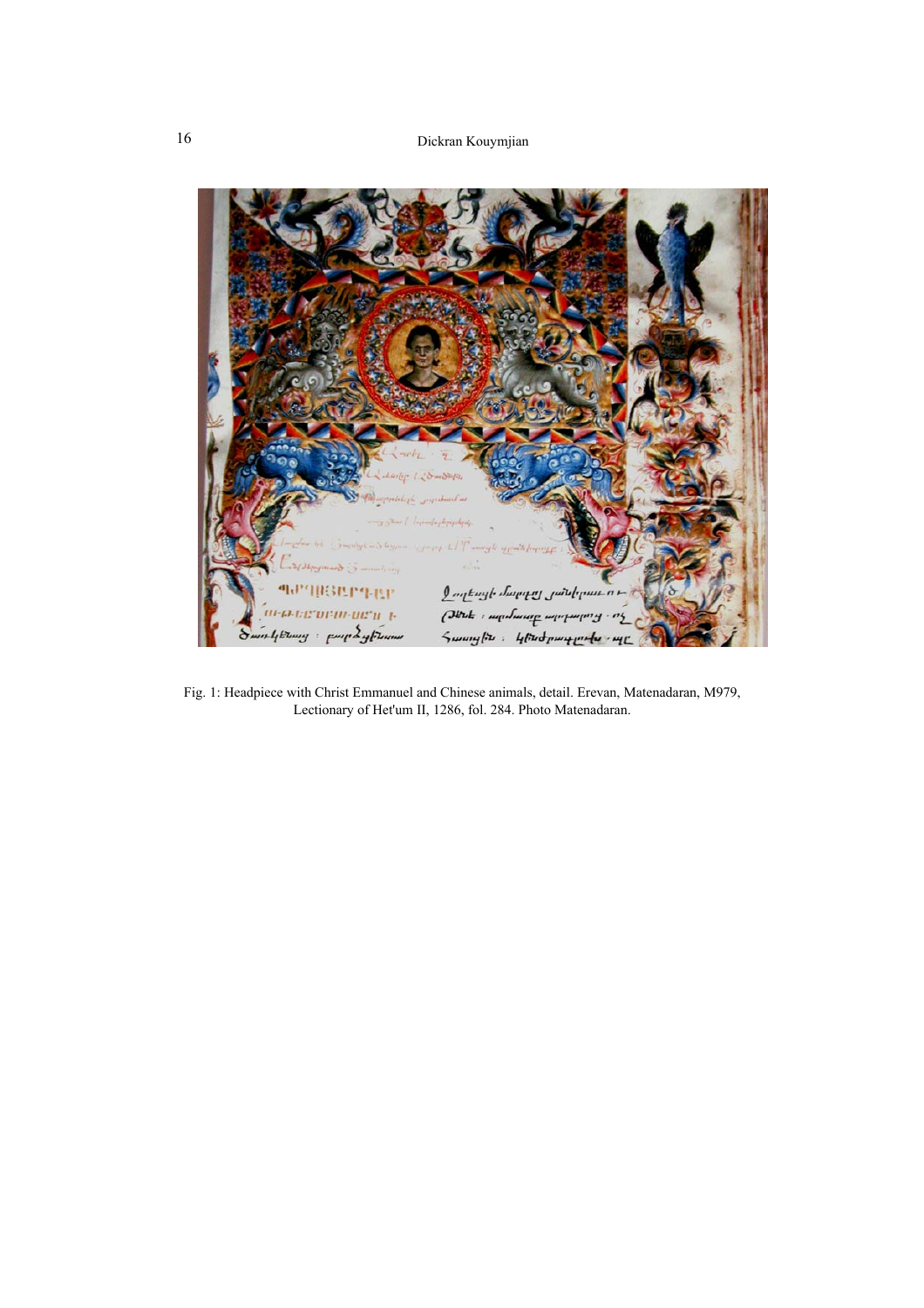Fig. 1: Headpiece with Christ Emmanuel and Chinese animals, detail. Erevan, Matenadaran, M979, Lectionary of Het'um II, 1286, fol. 284. Photo Matenadaran.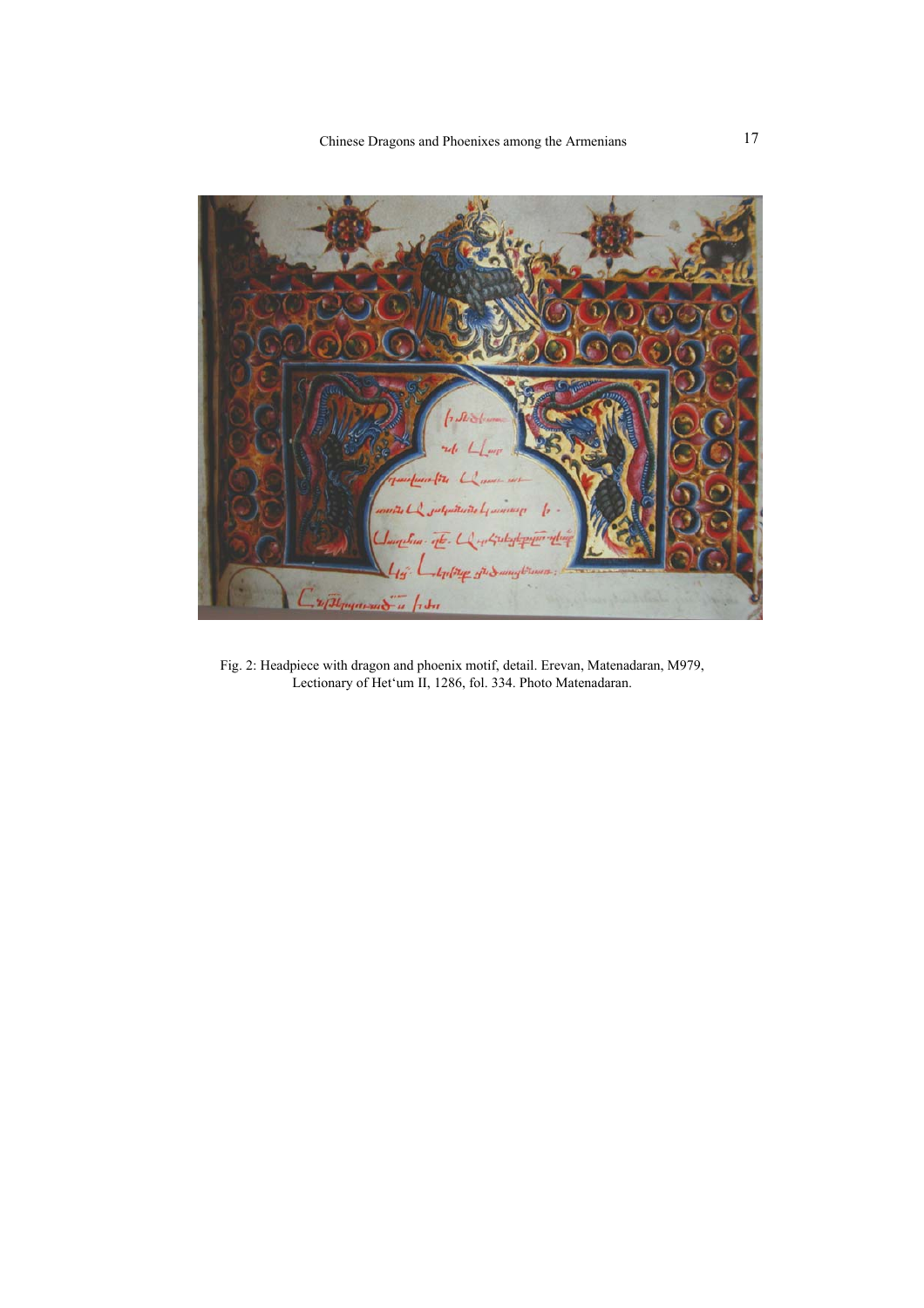Fig. 2: Headpiece with dragon and phoenix motif, detail. Erevan, Matenadaran, M979, Lectionary of Het‘um II, 1286, fol. 334. Photo Matenadaran.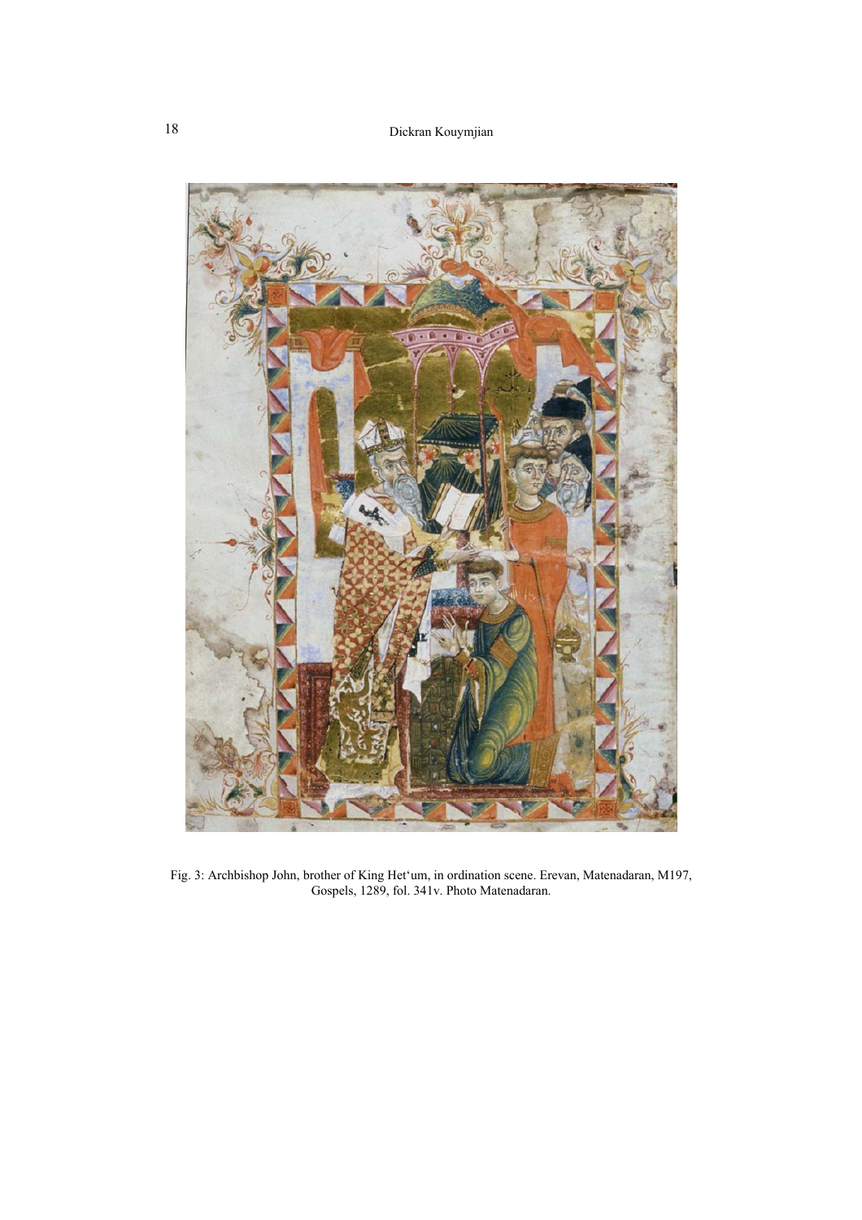Fig. 3: Archbishop John, brother of King Het‘um, in ordination scene. Erevan, Matenadaran, M197, Gospels, 1289, fol. 341v. Photo Matenadaran.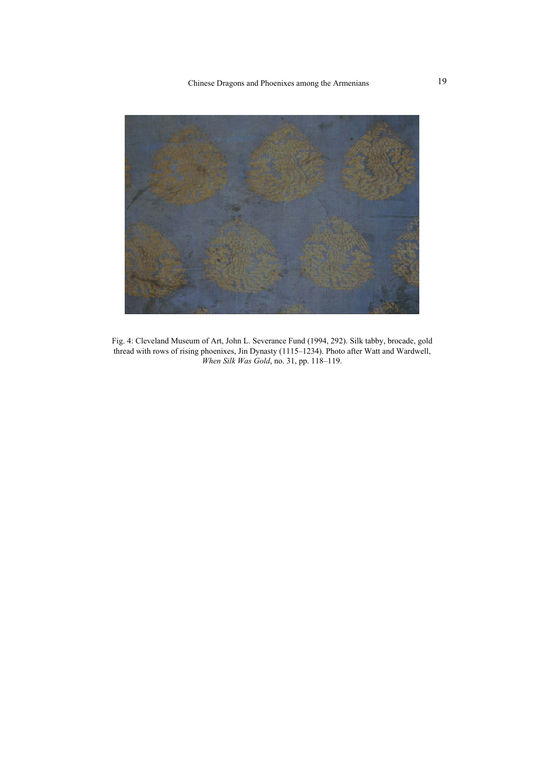Fig. 4: Cleveland Museum of Art, John L. Severance Fund (1994, 292). Silk tabby, brocade, gold thread with rows of rising phoenixes, Jin Dynasty (1115–1234). Photo after Watt and Wardwell, *When Silk Was Gold*, no. 31, pp. 118–119.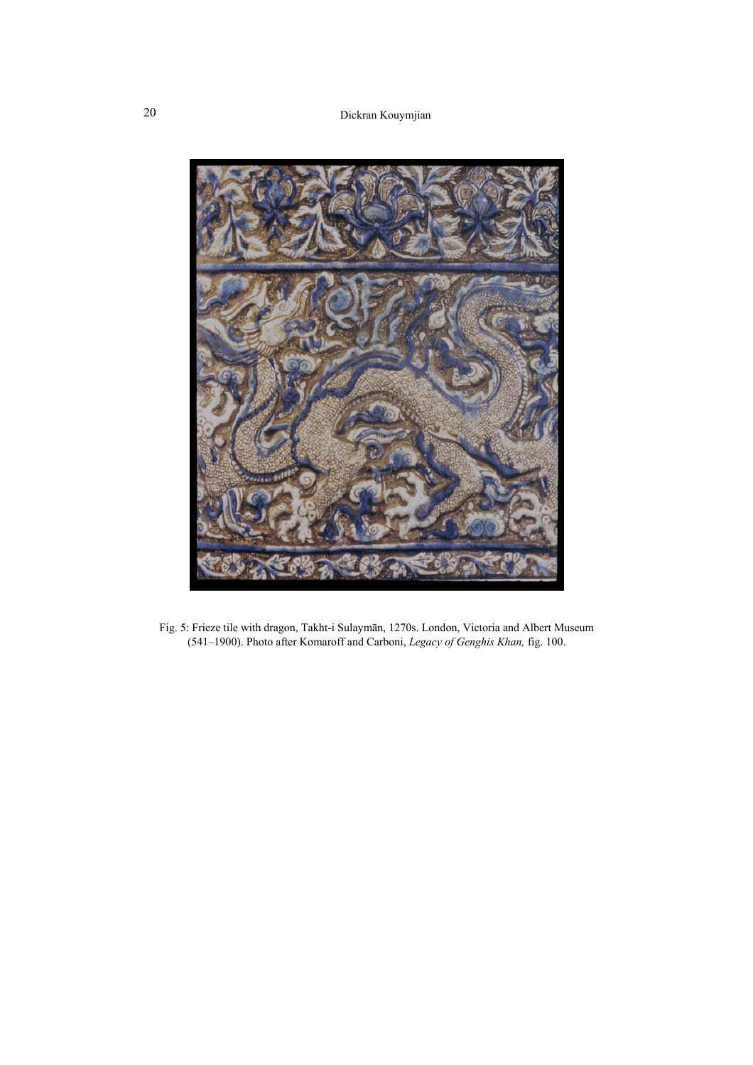Fig. 5: Frieze tile with dragon, Takht-i Sulaymān, 1270s. London, Victoria and Albert Museum (541–1900). Photo after Komaroff and Carboni, *Legacy of Genghis Khan,* fig. 100.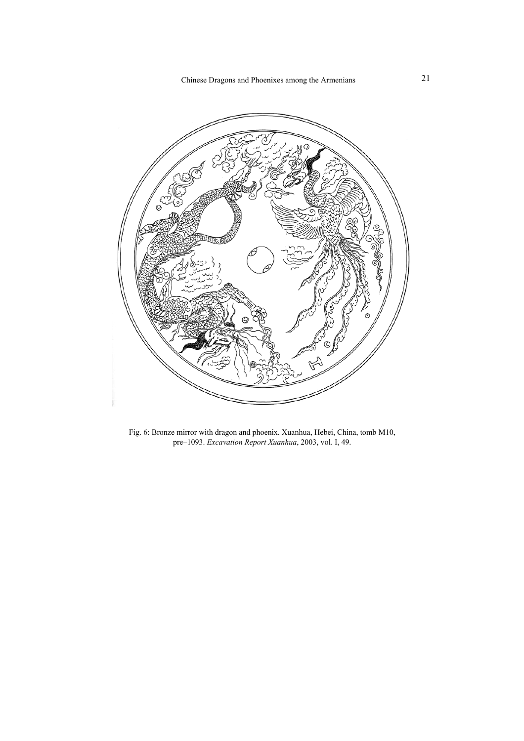Fig. 6: Bronze mirror with dragon and phoenix. Xuanhua, Hebei, China, tomb M10, pre–1093. *Excavation Report Xuanhua*, 2003, vol. I, 49.